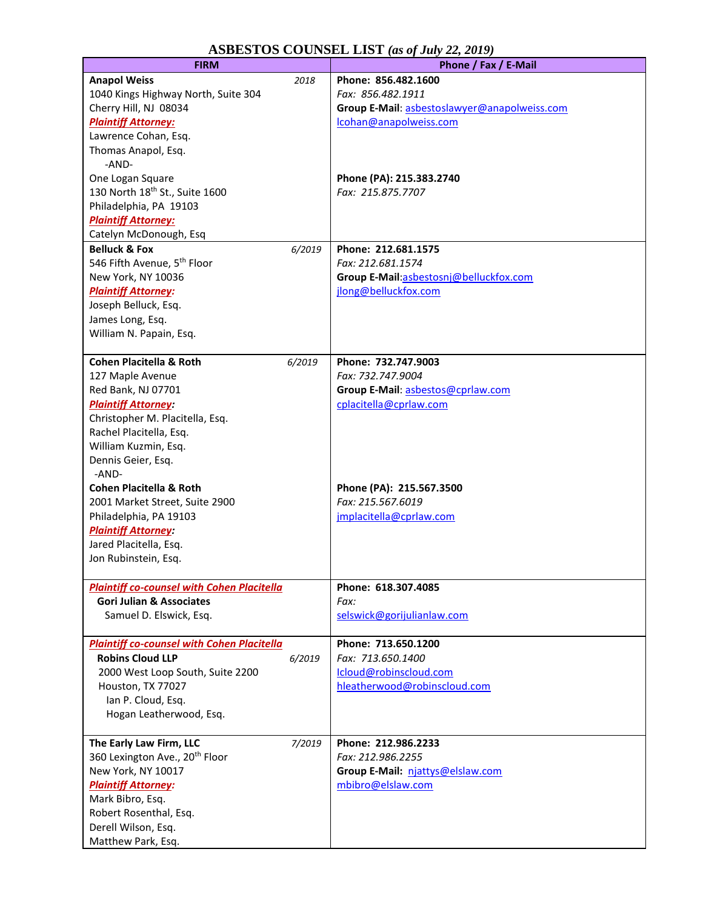# ASBESTOS COUNSEL LIST *(as of July 22, 2019)*

| FIRM | Phone / Fax / E-Mail |
|---|---|
| **Anapol Weiss** *2018*<br>1040 Kings Highway North, Suite 304<br>Cherry Hill, NJ 08034<br>***Plaintiff Attorney:***<br>Lawrence Cohan, Esq.<br>Thomas Anapol, Esq.<br>-AND-<br>One Logan Square<br>130 North 18th St., Suite 1600<br>Philadelphia, PA 19103<br>***Plaintiff Attorney:***<br>Catelyn McDonough, Esq | **Phone: 856.482.1600**<br>*Fax: 856.482.1911*<br>**Group E-Mail**: asbestoslawyer@anapolweiss.com<br>lcohan@anapolweiss.com<br><br><br><br><br>**Phone (PA): 215.383.2740**<br>*Fax: 215.875.7707* |
| **Belluck & Fox** *6/2019*<br>546 Fifth Avenue, 5th Floor<br>New York, NY 10036<br>***Plaintiff Attorney:***<br>Joseph Belluck, Esq.<br>James Long, Esq.<br>William N. Papain, Esq. | **Phone: 212.681.1575**<br>*Fax: 212.681.1574*<br>**Group E-Mail**:asbestosnj@belluckfox.com<br>jlong@belluckfox.com |
| **Cohen Placitella & Roth** *6/2019*<br>127 Maple Avenue<br>Red Bank, NJ 07701<br>***Plaintiff Attorney:***<br>Christopher M. Placitella, Esq.<br>Rachel Placitella, Esq.<br>William Kuzmin, Esq.<br>Dennis Geier, Esq.<br>-AND-<br>**Cohen Placitella & Roth**<br>2001 Market Street, Suite 2900<br>Philadelphia, PA 19103<br>***Plaintiff Attorney:***<br>Jared Placitella, Esq.<br>Jon Rubinstein, Esq. | **Phone: 732.747.9003**<br>*Fax: 732.747.9004*<br>**Group E-Mail**: asbestos@cprlaw.com<br>cplacitella@cprlaw.com<br><br><br><br><br><br>**Phone (PA): 215.567.3500**<br>*Fax: 215.567.6019*<br>jmplacitella@cprlaw.com |
| ***Plaintiff co-counsel with Cohen Placitella***<br>**Gori Julian & Associates**<br>Samuel D. Elswick, Esq. | **Phone: 618.307.4085**<br>*Fax:*<br>selswick@gorijulianlaw.com |
| ***Plaintiff co-counsel with Cohen Placitella***<br>**Robins Cloud LLP** *6/2019*<br>2000 West Loop South, Suite 2200<br>Houston, TX 77027<br>Ian P. Cloud, Esq.<br>Hogan Leatherwood, Esq. | **Phone: 713.650.1200**<br>*Fax: 713.650.1400*<br>Icloud@robinscloud.com<br>hleatherwood@robinscloud.com |
| **The Early Law Firm, LLC** *7/2019*<br>360 Lexington Ave., 20th Floor<br>New York, NY 10017<br>***Plaintiff Attorney:***<br>Mark Bibro, Esq.<br>Robert Rosenthal, Esq.<br>Derell Wilson, Esq.<br>Matthew Park, Esq. | **Phone: 212.986.2233**<br>*Fax: 212.986.2255*<br>**Group E-Mail:** njattys@elslaw.com<br>mbibro@elslaw.com |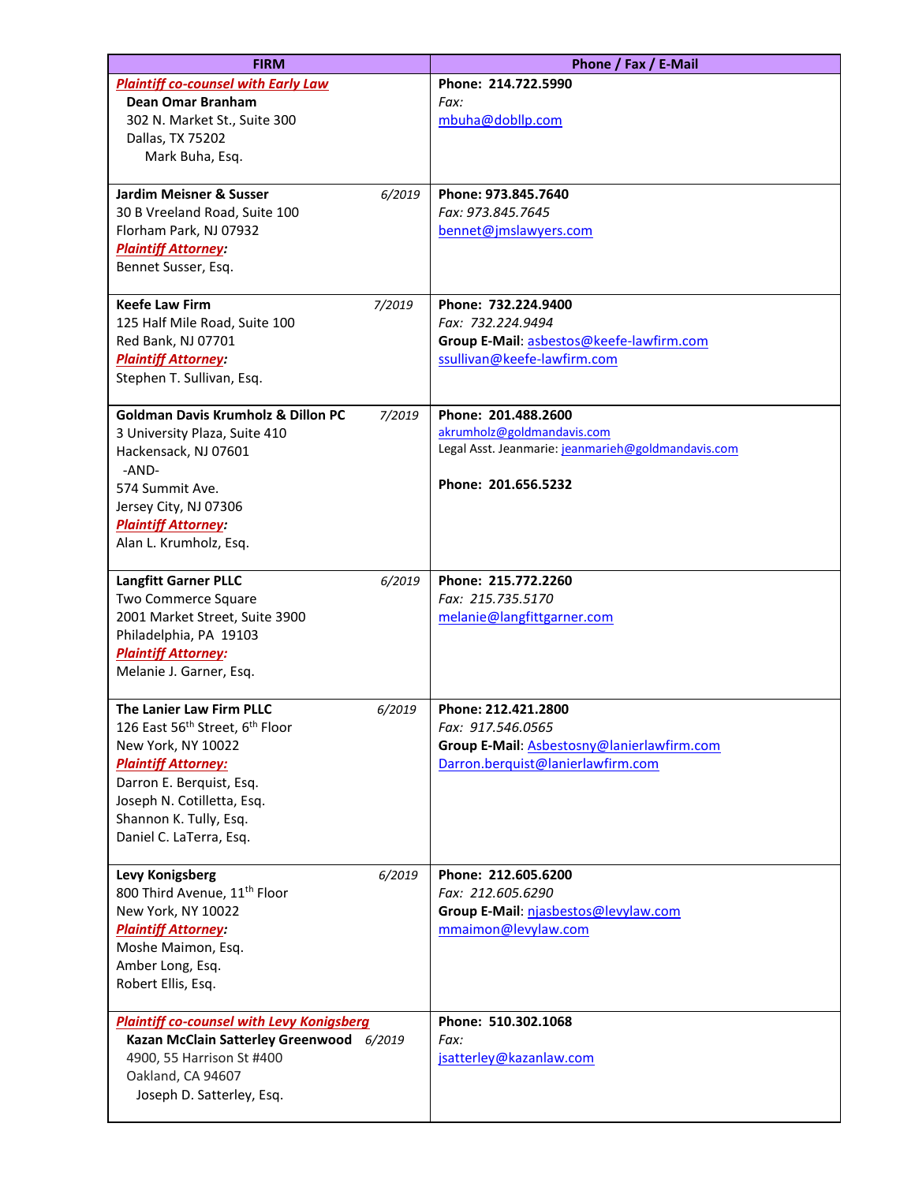| FIRM | Phone / Fax / E-Mail |
|---|---|
| ***Plaintiff co-counsel with Early Law*** <br> **Dean Omar Branham** <br> 302 N. Market St., Suite 300 <br> Dallas, TX 75202 <br> Mark Buha, Esq. | **Phone: 214.722.5990** <br> *Fax:* <br> mbuha@dobllp.com |
| **Jardim Meisner & Susser** *6/2019* <br> 30 B Vreeland Road, Suite 100 <br> Florham Park, NJ 07932 <br> ***Plaintiff Attorney:*** <br> Bennet Susser, Esq. | **Phone: 973.845.7640** <br> *Fax: 973.845.7645* <br> bennet@jmslawyers.com |
| **Keefe Law Firm** *7/2019* <br> 125 Half Mile Road, Suite 100 <br> Red Bank, NJ 07701 <br> ***Plaintiff Attorney:*** <br> Stephen T. Sullivan, Esq. | **Phone: 732.224.9400** <br> *Fax: 732.224.9494* <br> **Group E-Mail**: asbestos@keefe-lawfirm.com <br> ssullivan@keefe-lawfirm.com |
| **Goldman Davis Krumholz & Dillon PC** *7/2019* <br> 3 University Plaza, Suite 410 <br> Hackensack, NJ 07601 <br> -AND- <br> 574 Summit Ave. <br> Jersey City, NJ 07306 <br> ***Plaintiff Attorney:*** <br> Alan L. Krumholz, Esq. | **Phone: 201.488.2600** <br> akrumholz@goldmandavis.com <br> Legal Asst. Jeanmarie: jeanmarieh@goldmandavis.com <br><br> **Phone: 201.656.5232** |
| **Langfitt Garner PLLC** *6/2019* <br> Two Commerce Square <br> 2001 Market Street, Suite 3900 <br> Philadelphia, PA 19103 <br> ***Plaintiff Attorney:*** <br> Melanie J. Garner, Esq. | **Phone: 215.772.2260** <br> *Fax: 215.735.5170* <br> melanie@langfittgarner.com |
| **The Lanier Law Firm PLLC** *6/2019* <br> 126 East 56th Street, 6th Floor <br> New York, NY 10022 <br> ***Plaintiff Attorney:*** <br> Darron E. Berquist, Esq. <br> Joseph N. Cotilletta, Esq. <br> Shannon K. Tully, Esq. <br> Daniel C. LaTerra, Esq. | **Phone: 212.421.2800** <br> *Fax: 917.546.0565* <br> **Group E-Mail**: Asbestosny@lanierlawfirm.com <br> Darron.berquist@lanierlawfirm.com |
| **Levy Konigsberg** *6/2019* <br> 800 Third Avenue, 11th Floor <br> New York, NY 10022 <br> ***Plaintiff Attorney:*** <br> Moshe Maimon, Esq. <br> Amber Long, Esq. <br> Robert Ellis, Esq. | **Phone: 212.605.6200** <br> *Fax: 212.605.6290* <br> **Group E-Mail**: njasbestos@levylaw.com <br> mmaimon@levylaw.com |
| ***Plaintiff co-counsel with Levy Konigsberg*** <br> **Kazan McClain Satterley Greenwood** *6/2019* <br> 4900, 55 Harrison St #400 <br> Oakland, CA 94607 <br> Joseph D. Satterley, Esq. | **Phone: 510.302.1068** <br> *Fax:* <br> jsatterley@kazanlaw.com |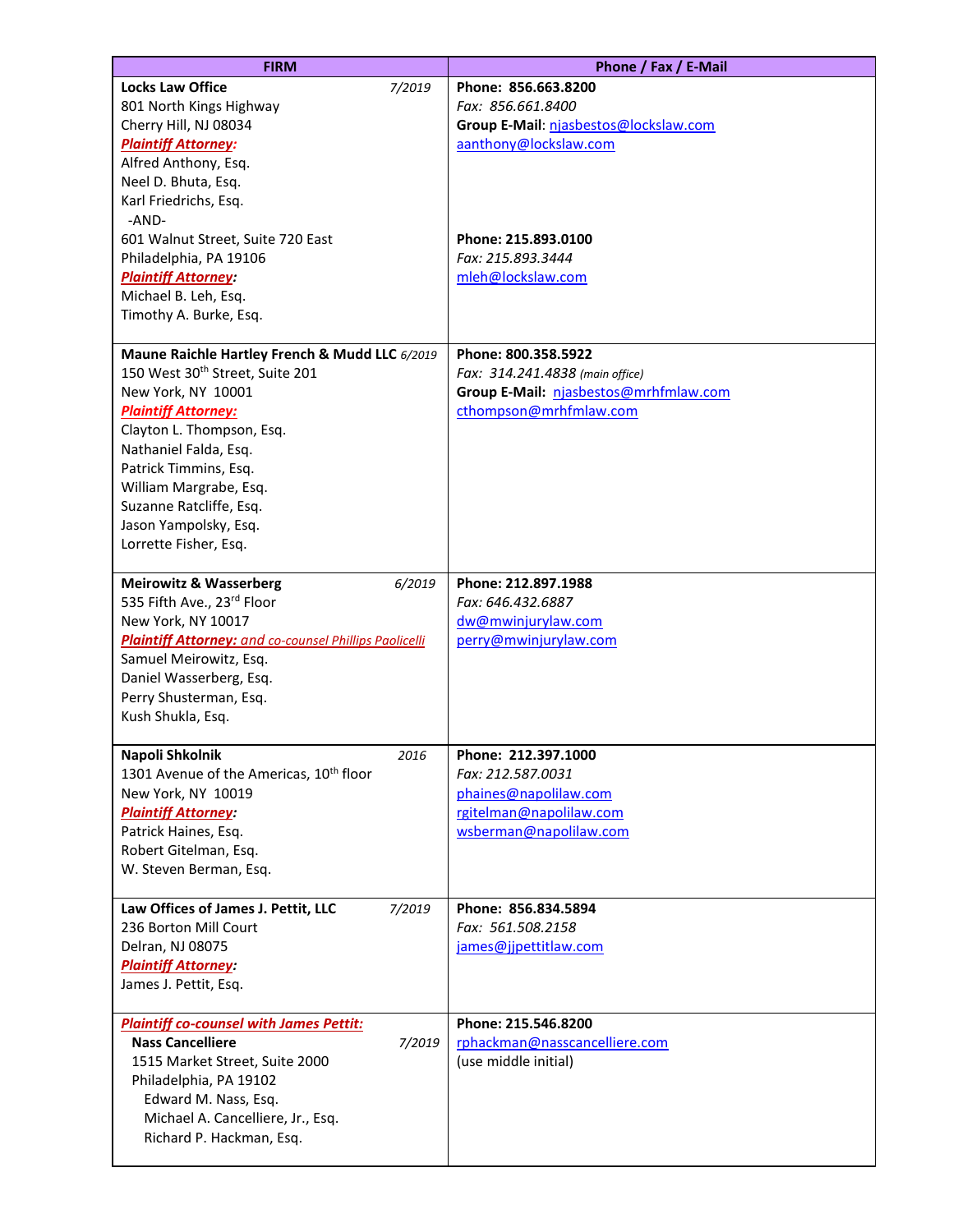| FIRM | Phone / Fax / E-Mail |
|---|---|
| **Locks Law Office** *7/2019*<br>801 North Kings Highway<br>Cherry Hill, NJ 08034<br>***Plaintiff Attorney:***<br>Alfred Anthony, Esq.<br>Neel D. Bhuta, Esq.<br>Karl Friedrichs, Esq.<br>-AND-<br>601 Walnut Street, Suite 720 East<br>Philadelphia, PA 19106<br>***Plaintiff Attorney:***<br>Michael B. Leh, Esq.<br>Timothy A. Burke, Esq. | **Phone: 856.663.8200**<br>*Fax: 856.661.8400*<br>**Group E-Mail**: njasbestos@lockslaw.com<br>aanthony@lockslaw.com<br><br><br><br><br>**Phone: 215.893.0100**<br>*Fax: 215.893.3444*<br>mleh@lockslaw.com |
| **Maune Raichle Hartley French & Mudd LLC** *6/2019*<br>150 West 30th Street, Suite 201<br>New York, NY 10001<br>***Plaintiff Attorney:***<br>Clayton L. Thompson, Esq.<br>Nathaniel Falda, Esq.<br>Patrick Timmins, Esq.<br>William Margrabe, Esq.<br>Suzanne Ratcliffe, Esq.<br>Jason Yampolsky, Esq.<br>Lorrette Fisher, Esq. | **Phone: 800.358.5922**<br>*Fax: 314.241.4838 (main office)*<br>**Group E-Mail:** njasbestos@mrhfmlaw.com<br>cthompson@mrhfmlaw.com |
| **Meirowitz & Wasserberg** *6/2019*<br>535 Fifth Ave., 23rd Floor<br>New York, NY 10017<br>***Plaintiff Attorney:*** *and co-counsel Phillips Paolicelli*<br>Samuel Meirowitz, Esq.<br>Daniel Wasserberg, Esq.<br>Perry Shusterman, Esq.<br>Kush Shukla, Esq. | **Phone: 212.897.1988**<br>*Fax: 646.432.6887*<br>dw@mwinjurylaw.com<br>perry@mwinjurylaw.com |
| **Napoli Shkolnik** *2016*<br>1301 Avenue of the Americas, 10th floor<br>New York, NY 10019<br>***Plaintiff Attorney:***<br>Patrick Haines, Esq.<br>Robert Gitelman, Esq.<br>W. Steven Berman, Esq. | **Phone: 212.397.1000**<br>*Fax: 212.587.0031*<br>phaines@napolilaw.com<br>rgitelman@napolilaw.com<br>wsberman@napolilaw.com |
| **Law Offices of James J. Pettit, LLC** *7/2019*<br>236 Borton Mill Court<br>Delran, NJ 08075<br>***Plaintiff Attorney:***<br>James J. Pettit, Esq. | **Phone: 856.834.5894**<br>*Fax: 561.508.2158*<br>james@jjpettitlaw.com |
| ***Plaintiff co-counsel with James Pettit:***<br>**Nass Cancelliere** *7/2019*<br>1515 Market Street, Suite 2000<br>Philadelphia, PA 19102<br>Edward M. Nass, Esq.<br>Michael A. Cancelliere, Jr., Esq.<br>Richard P. Hackman, Esq. | **Phone: 215.546.8200**<br>rphackman@nasscancelliere.com<br>(use middle initial) |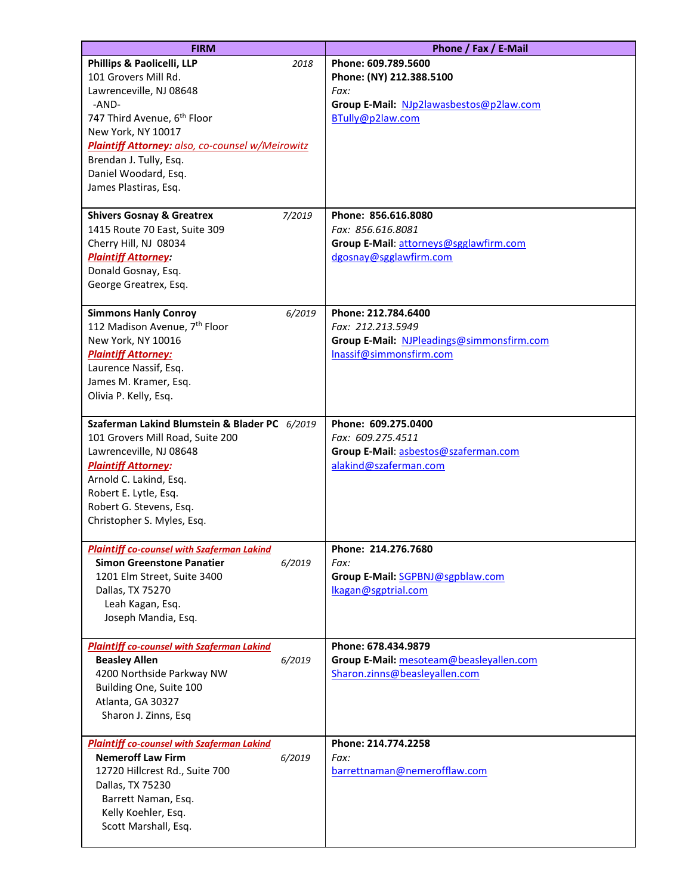| FIRM | Phone / Fax / E-Mail |
|---|---|
| **Phillips & Paolicelli, LLP** *2018*<br>101 Grovers Mill Rd.<br>Lawrenceville, NJ 08648<br>-AND-<br>747 Third Avenue, 6th Floor<br>New York, NY 10017<br>***Plaintiff Attorney:*** *also, co-counsel w/Meirowitz*<br>Brendan J. Tully, Esq.<br>Daniel Woodard, Esq.<br>James Plastiras, Esq. | **Phone: 609.789.5600**<br>**Phone: (NY) 212.388.5100**<br>*Fax:*<br>**Group E-Mail:** NJp2lawasbestos@p2law.com<br>BTully@p2law.com |
| **Shivers Gosnay & Greatrex** *7/2019*<br>1415 Route 70 East, Suite 309<br>Cherry Hill, NJ 08034<br>***Plaintiff Attorney:***<br>Donald Gosnay, Esq.<br>George Greatrex, Esq. | **Phone: 856.616.8080**<br>*Fax: 856.616.8081*<br>**Group E-Mail**: attorneys@sgglawfirm.com<br>dgosnay@sgglawfirm.com |
| **Simmons Hanly Conroy** *6/2019*<br>112 Madison Avenue, 7th Floor<br>New York, NY 10016<br>***Plaintiff Attorney:***<br>Laurence Nassif, Esq.<br>James M. Kramer, Esq.<br>Olivia P. Kelly, Esq. | **Phone: 212.784.6400**<br>*Fax: 212.213.5949*<br>**Group E-Mail:** NJPleadings@simmonsfirm.com<br>lnassif@simmonsfirm.com |
| **Szaferman Lakind Blumstein & Blader PC** *6/2019*<br>101 Grovers Mill Road, Suite 200<br>Lawrenceville, NJ 08648<br>***Plaintiff Attorney:***<br>Arnold C. Lakind, Esq.<br>Robert E. Lytle, Esq.<br>Robert G. Stevens, Esq.<br>Christopher S. Myles, Esq. | **Phone: 609.275.0400**<br>*Fax: 609.275.4511*<br>**Group E-Mail**: asbestos@szaferman.com<br>alakind@szaferman.com |
| ***Plaintiff co-counsel with Szaferman Lakind***<br>**Simon Greenstone Panatier** *6/2019*<br>1201 Elm Street, Suite 3400<br>Dallas, TX 75270<br>Leah Kagan, Esq.<br>Joseph Mandia, Esq. | **Phone: 214.276.7680**<br>*Fax:*<br>**Group E-Mail:** SGPBNJ@sgpblaw.com<br>lkagan@sgptrial.com |
| ***Plaintiff co-counsel with Szaferman Lakind***<br>**Beasley Allen** *6/2019*<br>4200 Northside Parkway NW<br>Building One, Suite 100<br>Atlanta, GA 30327<br>Sharon J. Zinns, Esq | **Phone: 678.434.9879**<br>**Group E-Mail:** mesoteam@beasleyallen.com<br>Sharon.zinns@beasleyallen.com |
| ***Plaintiff co-counsel with Szaferman Lakind***<br>**Nemeroff Law Firm** *6/2019*<br>12720 Hillcrest Rd., Suite 700<br>Dallas, TX 75230<br>Barrett Naman, Esq.<br>Kelly Koehler, Esq.<br>Scott Marshall, Esq. | **Phone: 214.774.2258**<br>*Fax:*<br>barrettnaman@nemerofflaw.com |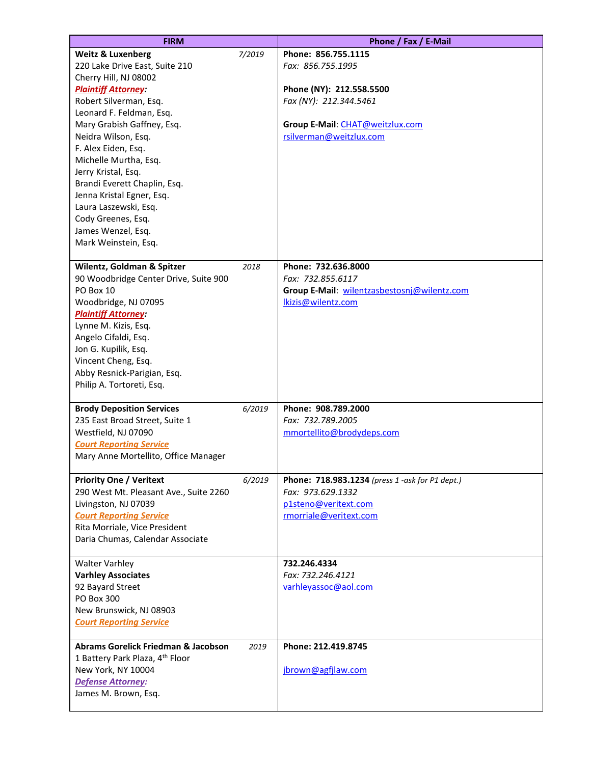| FIRM | Phone / Fax / E-Mail |
|---|---|
| **Weitz & Luxenberg** *7/2019*<br>220 Lake Drive East, Suite 210<br>Cherry Hill, NJ 08002<br>***Plaintiff Attorney:***<br>Robert Silverman, Esq.<br>Leonard F. Feldman, Esq.<br>Mary Grabish Gaffney, Esq.<br>Neidra Wilson, Esq.<br>F. Alex Eiden, Esq.<br>Michelle Murtha, Esq.<br>Jerry Kristal, Esq.<br>Brandi Everett Chaplin, Esq.<br>Jenna Kristal Egner, Esq.<br>Laura Laszewski, Esq.<br>Cody Greenes, Esq.<br>James Wenzel, Esq.<br>Mark Weinstein, Esq. | **Phone: 856.755.1115**<br>*Fax: 856.755.1995*<br><br>**Phone (NY): 212.558.5500**<br>*Fax (NY): 212.344.5461*<br><br>**Group E-Mail**: CHAT@weitzlux.com<br>rsilverman@weitzlux.com |
| **Wilentz, Goldman & Spitzer** *2018*<br>90 Woodbridge Center Drive, Suite 900<br>PO Box 10<br>Woodbridge, NJ 07095<br>***Plaintiff Attorney:***<br>Lynne M. Kizis, Esq.<br>Angelo Cifaldi, Esq.<br>Jon G. Kupilik, Esq.<br>Vincent Cheng, Esq.<br>Abby Resnick-Parigian, Esq.<br>Philip A. Tortoreti, Esq. | **Phone: 732.636.8000**<br>*Fax: 732.855.6117*<br>**Group E-Mail**: wilentzasbestosnj@wilentz.com<br>lkizis@wilentz.com |
| **Brody Deposition Services** *6/2019*<br>235 East Broad Street, Suite 1<br>Westfield, NJ 07090<br>***Court Reporting Service***<br>Mary Anne Mortellito, Office Manager | **Phone: 908.789.2000**<br>*Fax: 732.789.2005*<br>mmortellito@brodydeps.com |
| **Priority One / Veritext** *6/2019*<br>290 West Mt. Pleasant Ave., Suite 2260<br>Livingston, NJ 07039<br>***Court Reporting Service***<br>Rita Morriale, Vice President<br>Daria Chumas, Calendar Associate | **Phone: 718.983.1234** *(press 1 -ask for P1 dept.)*<br>*Fax: 973.629.1332*<br>p1steno@veritext.com<br>rmorriale@veritext.com |
| Walter Varhley<br>**Varhley Associates**<br>92 Bayard Street<br>PO Box 300<br>New Brunswick, NJ 08903<br>***Court Reporting Service*** | **732.246.4334**<br>*Fax: 732.246.4121*<br>varhleyassoc@aol.com |
| **Abrams Gorelick Friedman & Jacobson** *2019*<br>1 Battery Park Plaza, 4th Floor<br>New York, NY 10004<br>***Defense Attorney:***<br>James M. Brown, Esq. | **Phone: 212.419.8745**<br><br>jbrown@agfjlaw.com |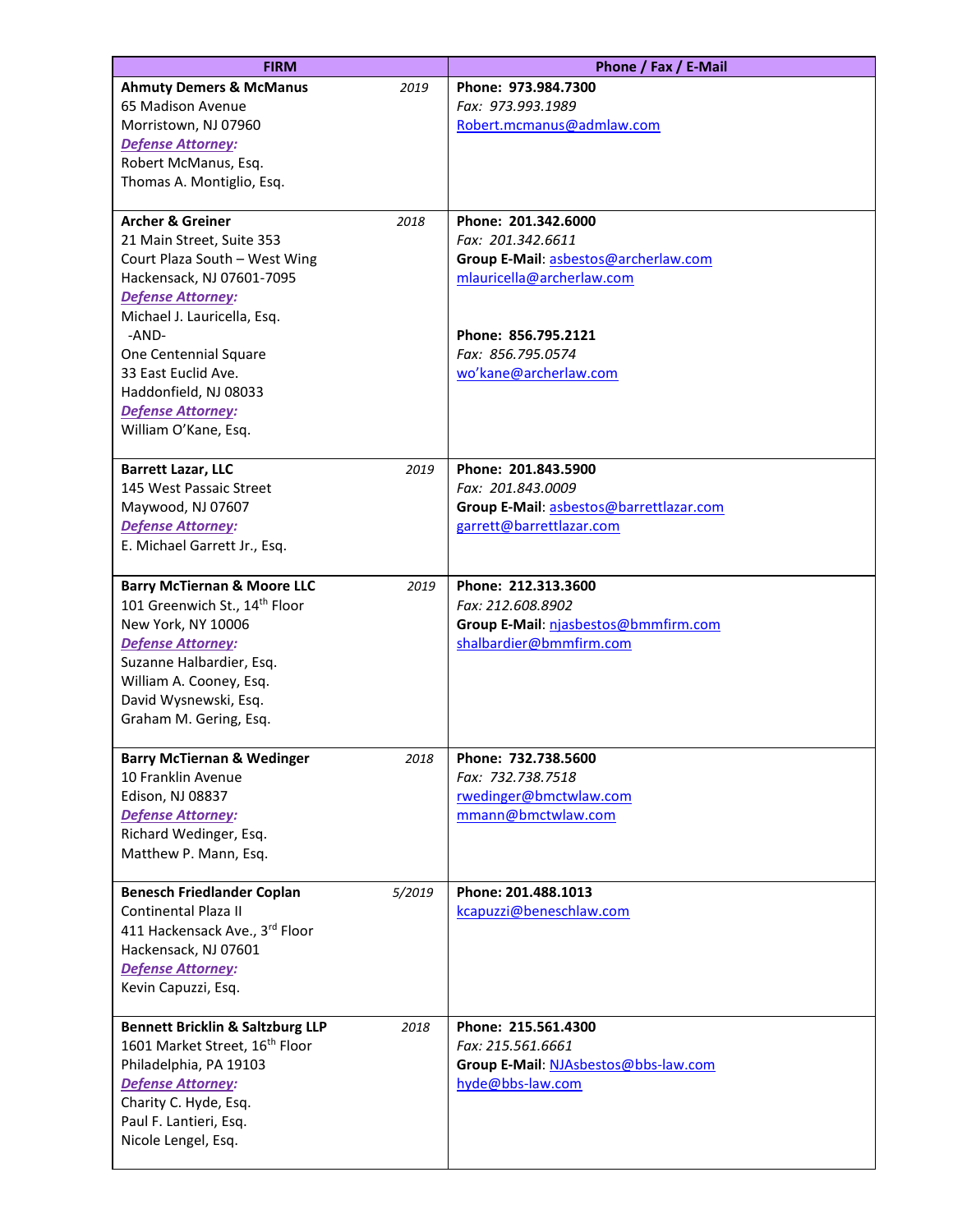| FIRM | Phone / Fax / E-Mail |
|---|---|
| **Ahmuty Demers & McManus** *2019*<br>65 Madison Avenue<br>Morristown, NJ 07960<br>***Defense Attorney:***<br>Robert McManus, Esq.<br>Thomas A. Montiglio, Esq. | **Phone: 973.984.7300**<br>*Fax: 973.993.1989*<br>Robert.mcmanus@admlaw.com |
| **Archer & Greiner** *2018*<br>21 Main Street, Suite 353<br>Court Plaza South – West Wing<br>Hackensack, NJ 07601-7095<br>***Defense Attorney:***<br>Michael J. Lauricella, Esq.<br>-AND-<br>One Centennial Square<br>33 East Euclid Ave.<br>Haddonfield, NJ 08033<br>***Defense Attorney:***<br>William O'Kane, Esq. | **Phone: 201.342.6000**<br>*Fax: 201.342.6611*<br>**Group E-Mail**: asbestos@archerlaw.com<br>mlauricella@archerlaw.com<br><br>**Phone: 856.795.2121**<br>*Fax: 856.795.0574*<br>wo'kane@archerlaw.com |
| **Barrett Lazar, LLC** *2019*<br>145 West Passaic Street<br>Maywood, NJ 07607<br>***Defense Attorney:***<br>E. Michael Garrett Jr., Esq. | **Phone: 201.843.5900**<br>*Fax: 201.843.0009*<br>**Group E-Mail**: asbestos@barrettlazar.com<br>garrett@barrettlazar.com |
| **Barry McTiernan & Moore LLC** *2019*<br>101 Greenwich St., 14th Floor<br>New York, NY 10006<br>***Defense Attorney:***<br>Suzanne Halbardier, Esq.<br>William A. Cooney, Esq.<br>David Wysnewski, Esq.<br>Graham M. Gering, Esq. | **Phone: 212.313.3600**<br>*Fax: 212.608.8902*<br>**Group E-Mail**: njasbestos@bmmfirm.com<br>shalbardier@bmmfirm.com |
| **Barry McTiernan & Wedinger** *2018*<br>10 Franklin Avenue<br>Edison, NJ 08837<br>***Defense Attorney:***<br>Richard Wedinger, Esq.<br>Matthew P. Mann, Esq. | **Phone: 732.738.5600**<br>*Fax: 732.738.7518*<br>rwedinger@bmctwlaw.com<br>mmann@bmctwlaw.com |
| **Benesch Friedlander Coplan** *5/2019*<br>Continental Plaza II<br>411 Hackensack Ave., 3rd Floor<br>Hackensack, NJ 07601<br>***Defense Attorney:***<br>Kevin Capuzzi, Esq. | **Phone: 201.488.1013**<br>kcapuzzi@beneschlaw.com |
| **Bennett Bricklin & Saltzburg LLP** *2018*<br>1601 Market Street, 16th Floor<br>Philadelphia, PA 19103<br>***Defense Attorney:***<br>Charity C. Hyde, Esq.<br>Paul F. Lantieri, Esq.<br>Nicole Lengel, Esq. | **Phone: 215.561.4300**<br>*Fax: 215.561.6661*<br>**Group E-Mail**: NJAsbestos@bbs-law.com<br>hyde@bbs-law.com |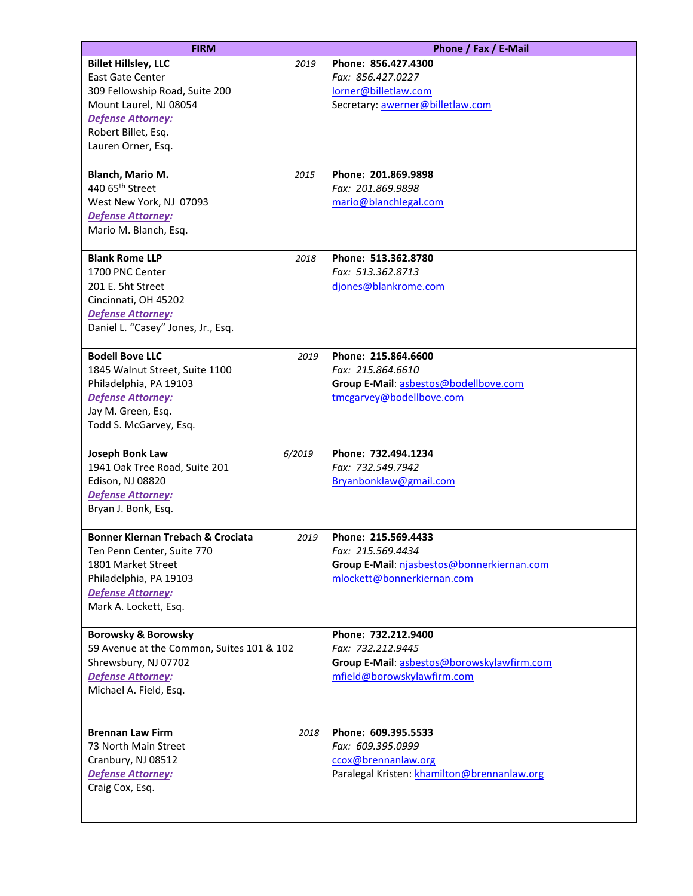| FIRM | Phone / Fax / E-Mail |
|---|---|
| **Billet Hillsley, LLC** *2019*<br>East Gate Center<br>309 Fellowship Road, Suite 200<br>Mount Laurel, NJ 08054<br>***Defense Attorney:***<br>Robert Billet, Esq.<br>Lauren Orner, Esq. | **Phone: 856.427.4300**<br>*Fax: 856.427.0227*<br>lorner@billetlaw.com<br>Secretary: awerner@billetlaw.com |
| **Blanch, Mario M.** *2015*<br>440 65th Street<br>West New York, NJ 07093<br>***Defense Attorney:***<br>Mario M. Blanch, Esq. | **Phone: 201.869.9898**<br>*Fax: 201.869.9898*<br>mario@blanchlegal.com |
| **Blank Rome LLP** *2018*<br>1700 PNC Center<br>201 E. 5ht Street<br>Cincinnati, OH 45202<br>***Defense Attorney:***<br>Daniel L. "Casey" Jones, Jr., Esq. | **Phone: 513.362.8780**<br>*Fax: 513.362.8713*<br>djones@blankrome.com |
| **Bodell Bove LLC** *2019*<br>1845 Walnut Street, Suite 1100<br>Philadelphia, PA 19103<br>***Defense Attorney:***<br>Jay M. Green, Esq.<br>Todd S. McGarvey, Esq. | **Phone: 215.864.6600**<br>*Fax: 215.864.6610*<br>**Group E-Mail**: asbestos@bodellbove.com<br>tmcgarvey@bodellbove.com |
| **Joseph Bonk Law** *6/2019*<br>1941 Oak Tree Road, Suite 201<br>Edison, NJ 08820<br>***Defense Attorney:***<br>Bryan J. Bonk, Esq. | **Phone: 732.494.1234**<br>*Fax: 732.549.7942*<br>Bryanbonklaw@gmail.com |
| **Bonner Kiernan Trebach & Crociata** *2019*<br>Ten Penn Center, Suite 770<br>1801 Market Street<br>Philadelphia, PA 19103<br>***Defense Attorney:***<br>Mark A. Lockett, Esq. | **Phone: 215.569.4433**<br>*Fax: 215.569.4434*<br>**Group E-Mail**: njasbestos@bonnerkiernan.com<br>mlockett@bonnerkiernan.com |
| **Borowsky & Borowsky**<br>59 Avenue at the Common, Suites 101 & 102<br>Shrewsbury, NJ 07702<br>***Defense Attorney:***<br>Michael A. Field, Esq. | **Phone: 732.212.9400**<br>*Fax: 732.212.9445*<br>**Group E-Mail**: asbestos@borowskylawfirm.com<br>mfield@borowskylawfirm.com |
| **Brennan Law Firm** *2018*<br>73 North Main Street<br>Cranbury, NJ 08512<br>***Defense Attorney:***<br>Craig Cox, Esq. | **Phone: 609.395.5533**<br>*Fax: 609.395.0999*<br>ccox@brennanlaw.org<br>Paralegal Kristen: khamilton@brennanlaw.org |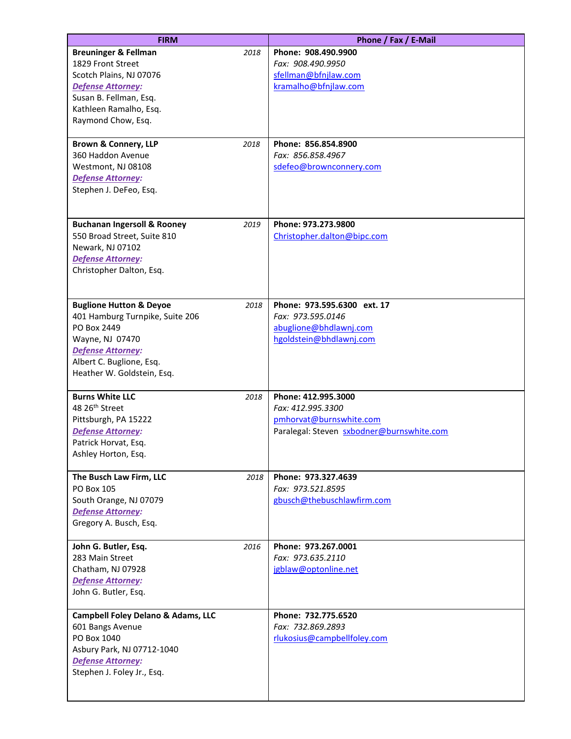| FIRM | Phone / Fax / E-Mail |
| --- | --- |
| **Breuninger & Fellman** *2018*<br>1829 Front Street<br>Scotch Plains, NJ 07076<br>***Defense Attorney:***<br>Susan B. Fellman, Esq.<br>Kathleen Ramalho, Esq.<br>Raymond Chow, Esq. | **Phone: 908.490.9900**<br>*Fax: 908.490.9950*<br>sfellman@bfnjlaw.com<br>kramalho@bfnjlaw.com |
| **Brown & Connery, LLP** *2018*<br>360 Haddon Avenue<br>Westmont, NJ 08108<br>***Defense Attorney:***<br>Stephen J. DeFeo, Esq. | **Phone: 856.854.8900**<br>*Fax: 856.858.4967*<br>sdefeo@brownconnery.com |
| **Buchanan Ingersoll & Rooney** *2019*<br>550 Broad Street, Suite 810<br>Newark, NJ 07102<br>***Defense Attorney:***<br>Christopher Dalton, Esq. | **Phone: 973.273.9800**<br>Christopher.dalton@bipc.com |
| **Buglione Hutton & Deyoe** *2018*<br>401 Hamburg Turnpike, Suite 206<br>PO Box 2449<br>Wayne, NJ 07470<br>***Defense Attorney:***<br>Albert C. Buglione, Esq.<br>Heather W. Goldstein, Esq. | **Phone: 973.595.6300 ext. 17**<br>*Fax: 973.595.0146*<br>abuglione@bhdlawnj.com<br>hgoldstein@bhdlawnj.com |
| **Burns White LLC** *2018*<br>48 26th Street<br>Pittsburgh, PA 15222<br>***Defense Attorney:***<br>Patrick Horvat, Esq.<br>Ashley Horton, Esq. | **Phone: 412.995.3000**<br>*Fax: 412.995.3300*<br>pmhorvat@burnswhite.com<br>Paralegal: Steven sxbodner@burnswhite.com |
| **The Busch Law Firm, LLC** *2018*<br>PO Box 105<br>South Orange, NJ 07079<br>***Defense Attorney:***<br>Gregory A. Busch, Esq. | **Phone: 973.327.4639**<br>*Fax: 973.521.8595*<br>gbusch@thebuschlawfirm.com |
| **John G. Butler, Esq.** *2016*<br>283 Main Street<br>Chatham, NJ 07928<br>***Defense Attorney:***<br>John G. Butler, Esq. | **Phone: 973.267.0001**<br>*Fax: 973.635.2110*<br>jgblaw@optonline.net |
| **Campbell Foley Delano & Adams, LLC**<br>601 Bangs Avenue<br>PO Box 1040<br>Asbury Park, NJ 07712-1040<br>***Defense Attorney:***<br>Stephen J. Foley Jr., Esq. | **Phone: 732.775.6520**<br>*Fax: 732.869.2893*<br>rlukosius@campbellfoley.com |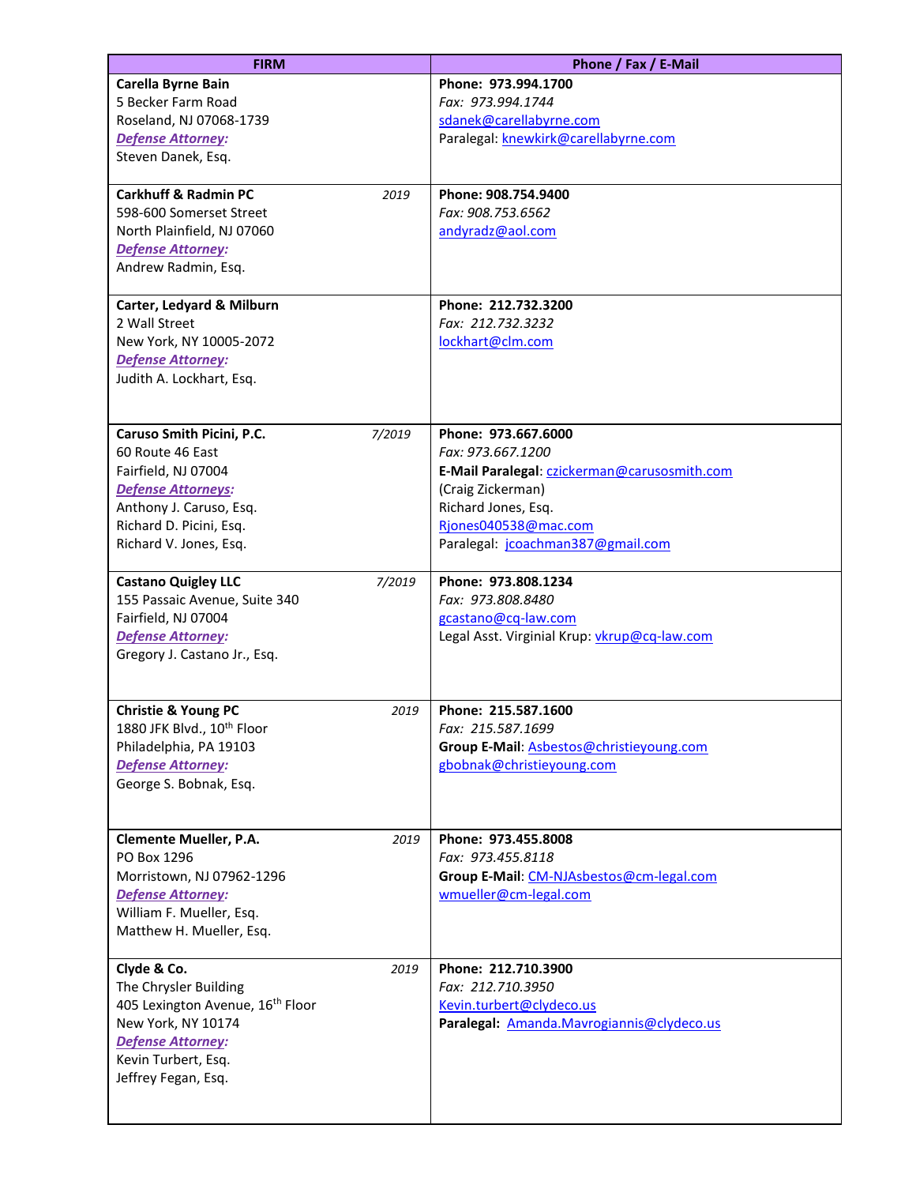| FIRM | Phone / Fax / E-Mail |
|---|---|
| **Carella Byrne Bain**<br>5 Becker Farm Road<br>Roseland, NJ 07068-1739<br>***Defense Attorney:***<br>Steven Danek, Esq. | **Phone: 973.994.1700**<br>*Fax: 973.994.1744*<br>sdanek@carellabyrne.com<br>Paralegal: knewkirk@carellabyrne.com |
| **Carkhuff & Radmin PC** *2019*<br>598-600 Somerset Street<br>North Plainfield, NJ 07060<br>***Defense Attorney:***<br>Andrew Radmin, Esq. | **Phone: 908.754.9400**<br>*Fax: 908.753.6562*<br>andyradz@aol.com |
| **Carter, Ledyard & Milburn**<br>2 Wall Street<br>New York, NY 10005-2072<br>***Defense Attorney:***<br>Judith A. Lockhart, Esq. | **Phone: 212.732.3200**<br>*Fax: 212.732.3232*<br>lockhart@clm.com |
| **Caruso Smith Picini, P.C.** *7/2019*<br>60 Route 46 East<br>Fairfield, NJ 07004<br>***Defense Attorneys:***<br>Anthony J. Caruso, Esq.<br>Richard D. Picini, Esq.<br>Richard V. Jones, Esq. | **Phone: 973.667.6000**<br>*Fax: 973.667.1200*<br>**E-Mail Paralegal**: czickerman@carusosmith.com<br>(Craig Zickerman)<br>Richard Jones, Esq.<br>Rjones040538@mac.com<br>Paralegal: jcoachman387@gmail.com |
| **Castano Quigley LLC** *7/2019*<br>155 Passaic Avenue, Suite 340<br>Fairfield, NJ 07004<br>***Defense Attorney:***<br>Gregory J. Castano Jr., Esq. | **Phone: 973.808.1234**<br>*Fax: 973.808.8480*<br>gcastano@cq-law.com<br>Legal Asst. Virginial Krup: vkrup@cq-law.com |
| **Christie & Young PC** *2019*<br>1880 JFK Blvd., 10th Floor<br>Philadelphia, PA 19103<br>***Defense Attorney:***<br>George S. Bobnak, Esq. | **Phone: 215.587.1600**<br>*Fax: 215.587.1699*<br>**Group E-Mail**: Asbestos@christieyoung.com<br>gbobnak@christieyoung.com |
| **Clemente Mueller, P.A.** *2019*<br>PO Box 1296<br>Morristown, NJ 07962-1296<br>***Defense Attorney:***<br>William F. Mueller, Esq.<br>Matthew H. Mueller, Esq. | **Phone: 973.455.8008**<br>*Fax: 973.455.8118*<br>**Group E-Mail**: CM-NJAsbestos@cm-legal.com<br>wmueller@cm-legal.com |
| **Clyde & Co.** *2019*<br>The Chrysler Building<br>405 Lexington Avenue, 16th Floor<br>New York, NY 10174<br>***Defense Attorney:***<br>Kevin Turbert, Esq.<br>Jeffrey Fegan, Esq. | **Phone: 212.710.3900**<br>*Fax: 212.710.3950*<br>Kevin.turbert@clydeco.us<br>**Paralegal:** Amanda.Mavrogiannis@clydeco.us |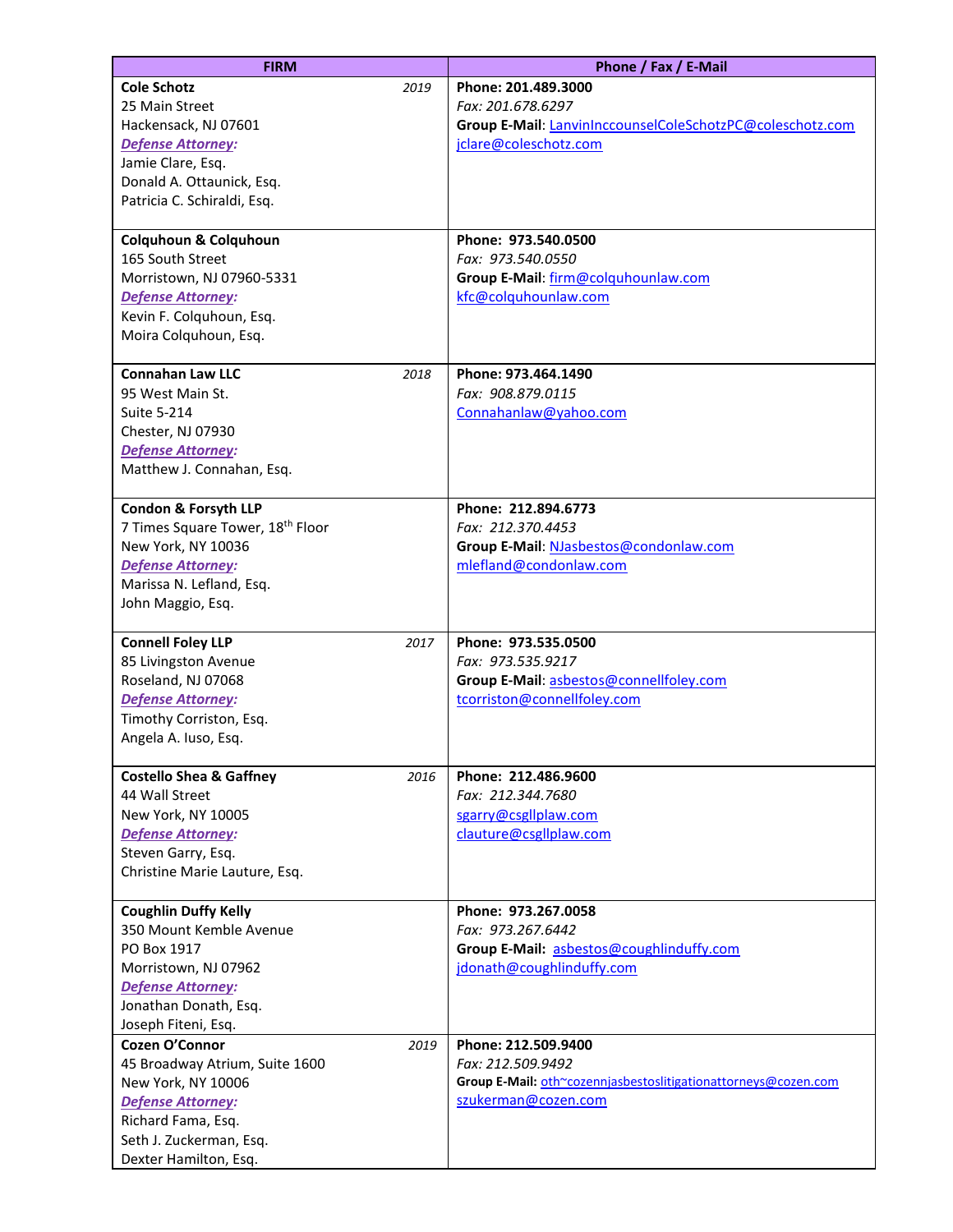| FIRM | Phone / Fax / E-Mail |
|---|---|
| **Cole Schotz** *2019*<br>25 Main Street<br>Hackensack, NJ 07601<br>***Defense Attorney:***<br>Jamie Clare, Esq.<br>Donald A. Ottaunick, Esq.<br>Patricia C. Schiraldi, Esq. | **Phone: 201.489.3000**<br>*Fax: 201.678.6297*<br>**Group E-Mail**: LanvinInccounselColeSchotzPC@coleschotz.com<br>jclare@coleschotz.com |
| **Colquhoun & Colquhoun**<br>165 South Street<br>Morristown, NJ 07960-5331<br>***Defense Attorney:***<br>Kevin F. Colquhoun, Esq.<br>Moira Colquhoun, Esq. | **Phone: 973.540.0500**<br>*Fax: 973.540.0550*<br>**Group E-Mail**: firm@colquhounlaw.com<br>kfc@colquhounlaw.com |
| **Connahan Law LLC** *2018*<br>95 West Main St.<br>Suite 5-214<br>Chester, NJ 07930<br>***Defense Attorney:***<br>Matthew J. Connahan, Esq. | **Phone: 973.464.1490**<br>*Fax: 908.879.0115*<br>Connahanlaw@yahoo.com |
| **Condon & Forsyth LLP**<br>7 Times Square Tower, 18th Floor<br>New York, NY 10036<br>***Defense Attorney:***<br>Marissa N. Lefland, Esq.<br>John Maggio, Esq. | **Phone: 212.894.6773**<br>*Fax: 212.370.4453*<br>**Group E-Mail**: NJasbestos@condonlaw.com<br>mlefland@condonlaw.com |
| **Connell Foley LLP** *2017*<br>85 Livingston Avenue<br>Roseland, NJ 07068<br>***Defense Attorney:***<br>Timothy Corriston, Esq.<br>Angela A. Iuso, Esq. | **Phone: 973.535.0500**<br>*Fax: 973.535.9217*<br>**Group E-Mail**: asbestos@connellfoley.com<br>tcorriston@connellfoley.com |
| **Costello Shea & Gaffney** *2016*<br>44 Wall Street<br>New York, NY 10005<br>***Defense Attorney:***<br>Steven Garry, Esq.<br>Christine Marie Lauture, Esq. | **Phone: 212.486.9600**<br>*Fax: 212.344.7680*<br>sgarry@csgllplaw.com<br>clauture@csgllplaw.com |
| **Coughlin Duffy Kelly**<br>350 Mount Kemble Avenue<br>PO Box 1917<br>Morristown, NJ 07962<br>***Defense Attorney:***<br>Jonathan Donath, Esq.<br>Joseph Fiteni, Esq. | **Phone: 973.267.0058**<br>*Fax: 973.267.6442*<br>**Group E-Mail:** asbestos@coughlinduffy.com<br>jdonath@coughlinduffy.com |
| **Cozen O'Connor** *2019*<br>45 Broadway Atrium, Suite 1600<br>New York, NY 10006<br>***Defense Attorney:***<br>Richard Fama, Esq.<br>Seth J. Zuckerman, Esq.<br>Dexter Hamilton, Esq. | **Phone: 212.509.9400**<br>*Fax: 212.509.9492*<br>**Group E-Mail:** oth~cozennjasbestoslitigationattorneys@cozen.com<br>szukerman@cozen.com |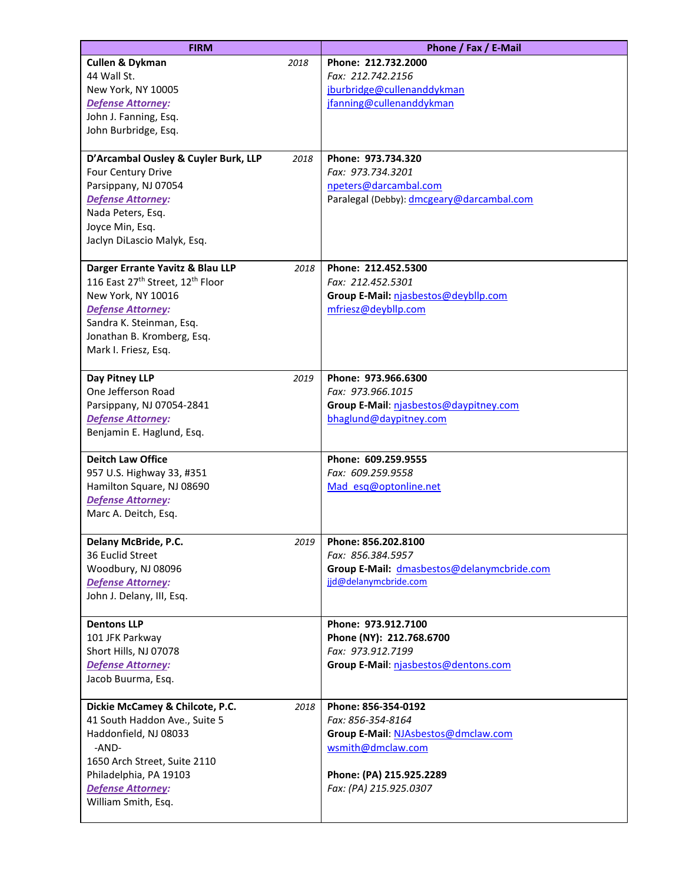| FIRM | Phone / Fax / E-Mail |
|---|---|
| **Cullen & Dykman** *2018*<br>44 Wall St.<br>New York, NY 10005<br>***Defense Attorney:***<br>John J. Fanning, Esq.<br>John Burbridge, Esq. | **Phone: 212.732.2000**<br>*Fax: 212.742.2156*<br>jburbridge@cullenanddykman<br>jfanning@cullenanddykman |
| **D'Arcambal Ousley & Cuyler Burk, LLP** *2018*<br>Four Century Drive<br>Parsippany, NJ 07054<br>***Defense Attorney:***<br>Nada Peters, Esq.<br>Joyce Min, Esq.<br>Jaclyn DiLascio Malyk, Esq. | **Phone: 973.734.320**<br>*Fax: 973.734.3201*<br>npeters@darcambal.com<br>Paralegal (Debby): dmcgeary@darcambal.com |
| **Darger Errante Yavitz & Blau LLP** *2018*<br>116 East 27th Street, 12th Floor<br>New York, NY 10016<br>***Defense Attorney:***<br>Sandra K. Steinman, Esq.<br>Jonathan B. Kromberg, Esq.<br>Mark I. Friesz, Esq. | **Phone: 212.452.5300**<br>*Fax: 212.452.5301*<br>**Group E-Mail:** njasbestos@deybllp.com<br>mfriesz@deybllp.com |
| **Day Pitney LLP** *2019*<br>One Jefferson Road<br>Parsippany, NJ 07054-2841<br>***Defense Attorney:***<br>Benjamin E. Haglund, Esq. | **Phone: 973.966.6300**<br>*Fax: 973.966.1015*<br>**Group E-Mail**: njasbestos@daypitney.com<br>bhaglund@daypitney.com |
| **Deitch Law Office**<br>957 U.S. Highway 33, #351<br>Hamilton Square, NJ 08690<br>***Defense Attorney:***<br>Marc A. Deitch, Esq. | **Phone: 609.259.9555**<br>*Fax: 609.259.9558*<br>Mad_esq@optonline.net |
| **Delany McBride, P.C.** *2019*<br>36 Euclid Street<br>Woodbury, NJ 08096<br>***Defense Attorney:***<br>John J. Delany, III, Esq. | **Phone: 856.202.8100**<br>*Fax: 856.384.5957*<br>**Group E-Mail:** dmasbestos@delanymcbride.com<br>jjd@delanymcbride.com |
| **Dentons LLP**<br>101 JFK Parkway<br>Short Hills, NJ 07078<br>***Defense Attorney:***<br>Jacob Buurma, Esq. | **Phone: 973.912.7100**<br>**Phone (NY): 212.768.6700**<br>*Fax: 973.912.7199*<br>**Group E-Mail**: njasbestos@dentons.com |
| **Dickie McCamey & Chilcote, P.C.** *2018*<br>41 South Haddon Ave., Suite 5<br>Haddonfield, NJ 08033<br>-AND-<br>1650 Arch Street, Suite 2110<br>Philadelphia, PA 19103<br>***Defense Attorney:***<br>William Smith, Esq. | **Phone: 856-354-0192**<br>*Fax: 856-354-8164*<br>**Group E-Mail**: NJAsbestos@dmclaw.com<br>wsmith@dmclaw.com<br><br>**Phone: (PA) 215.925.2289**<br>*Fax: (PA) 215.925.0307* |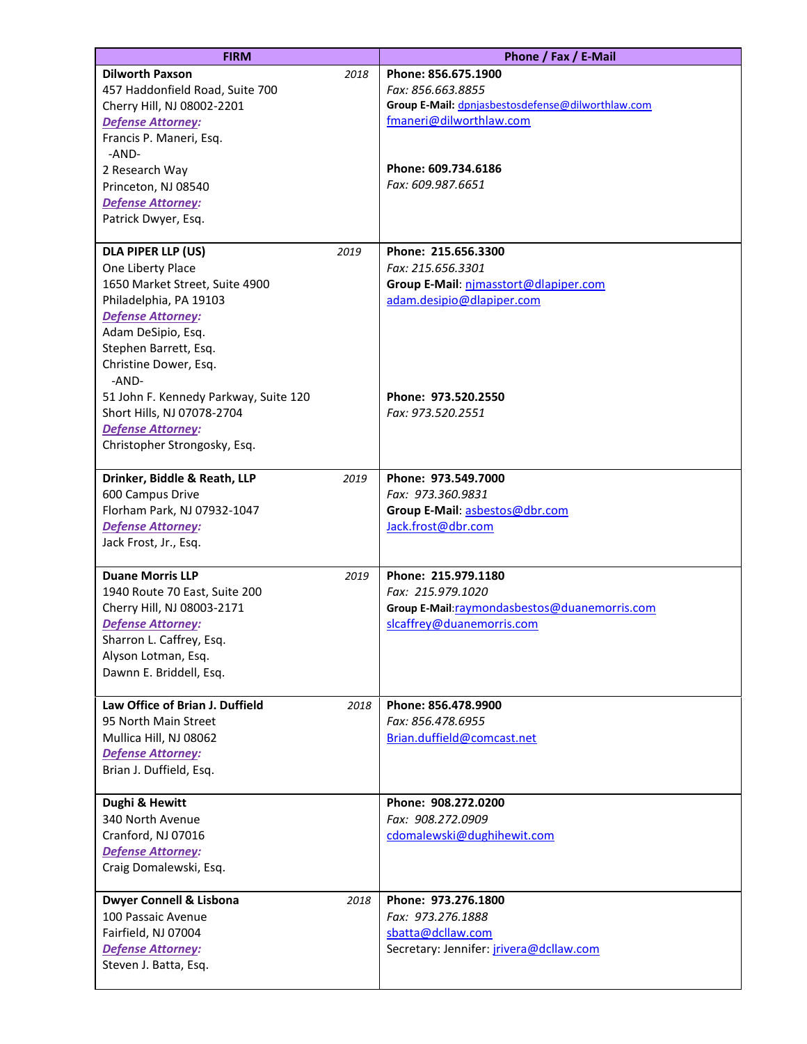| FIRM | Phone / Fax / E-Mail |
|---|---|
| **Dilworth Paxson** *2018*<br>457 Haddonfield Road, Suite 700<br>Cherry Hill, NJ 08002-2201<br>***Defense Attorney:***<br>Francis P. Maneri, Esq.<br>-AND-<br>2 Research Way<br>Princeton, NJ 08540<br>***Defense Attorney:***<br>Patrick Dwyer, Esq. | **Phone: 856.675.1900**<br>*Fax: 856.663.8855*<br>**Group E-Mail:** dpnjasbestosdefense@dilworthlaw.com<br>fmaneri@dilworthlaw.com<br><br>**Phone: 609.734.6186**<br>*Fax: 609.987.6651* |
| **DLA PIPER LLP (US)** *2019*<br>One Liberty Place<br>1650 Market Street, Suite 4900<br>Philadelphia, PA 19103<br>***Defense Attorney:***<br>Adam DeSipio, Esq.<br>Stephen Barrett, Esq.<br>Christine Dower, Esq.<br>-AND-<br>51 John F. Kennedy Parkway, Suite 120<br>Short Hills, NJ 07078-2704<br>***Defense Attorney:***<br>Christopher Strongosky, Esq. | **Phone: 215.656.3300**<br>*Fax: 215.656.3301*<br>**Group E-Mail**: njmasstort@dlapiper.com<br>adam.desipio@dlapiper.com<br><br>**Phone: 973.520.2550**<br>*Fax: 973.520.2551* |
| **Drinker, Biddle & Reath, LLP** *2019*<br>600 Campus Drive<br>Florham Park, NJ 07932-1047<br>***Defense Attorney:***<br>Jack Frost, Jr., Esq. | **Phone: 973.549.7000**<br>*Fax: 973.360.9831*<br>**Group E-Mail**: asbestos@dbr.com<br>Jack.frost@dbr.com |
| **Duane Morris LLP** *2019*<br>1940 Route 70 East, Suite 200<br>Cherry Hill, NJ 08003-2171<br>***Defense Attorney:***<br>Sharron L. Caffrey, Esq.<br>Alyson Lotman, Esq.<br>Dawnn E. Briddell, Esq. | **Phone: 215.979.1180**<br>*Fax: 215.979.1020*<br>**Group E-Mail**:raymondasbestos@duanemorris.com<br>slcaffrey@duanemorris.com |
| **Law Office of Brian J. Duffield** *2018*<br>95 North Main Street<br>Mullica Hill, NJ 08062<br>***Defense Attorney:***<br>Brian J. Duffield, Esq. | **Phone: 856.478.9900**<br>*Fax: 856.478.6955*<br>Brian.duffield@comcast.net |
| **Dughi & Hewitt**<br>340 North Avenue<br>Cranford, NJ 07016<br>***Defense Attorney:***<br>Craig Domalewski, Esq. | **Phone: 908.272.0200**<br>*Fax: 908.272.0909*<br>cdomalewski@dughihewit.com |
| **Dwyer Connell & Lisbona** *2018*<br>100 Passaic Avenue<br>Fairfield, NJ 07004<br>***Defense Attorney:***<br>Steven J. Batta, Esq. | **Phone: 973.276.1800**<br>*Fax: 973.276.1888*<br>sbatta@dcllaw.com<br>Secretary: Jennifer: jrivera@dcllaw.com |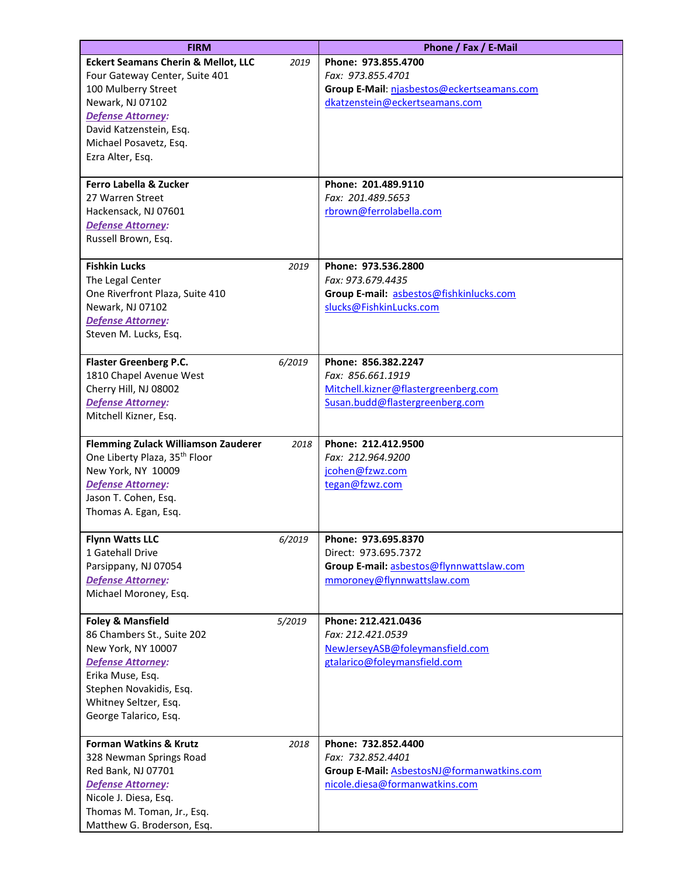| FIRM | Phone / Fax / E-Mail |
|---|---|
| **Eckert Seamans Cherin & Mellot, LLC** *2019*<br>Four Gateway Center, Suite 401<br>100 Mulberry Street<br>Newark, NJ 07102<br>***Defense Attorney:***<br>David Katzenstein, Esq.<br>Michael Posavetz, Esq.<br>Ezra Alter, Esq. | **Phone: 973.855.4700**<br>*Fax: 973.855.4701*<br>**Group E-Mail**: njasbestos@eckertseamans.com<br>dkatzenstein@eckertseamans.com |
| **Ferro Labella & Zucker**<br>27 Warren Street<br>Hackensack, NJ 07601<br>***Defense Attorney:***<br>Russell Brown, Esq. | **Phone: 201.489.9110**<br>*Fax: 201.489.5653*<br>rbrown@ferrolabella.com |
| **Fishkin Lucks** *2019*<br>The Legal Center<br>One Riverfront Plaza, Suite 410<br>Newark, NJ 07102<br>***Defense Attorney:***<br>Steven M. Lucks, Esq. | **Phone: 973.536.2800**<br>*Fax: 973.679.4435*<br>**Group E-mail:** asbestos@fishkinlucks.com<br>slucks@FishkinLucks.com |
| **Flaster Greenberg P.C.** *6/2019*<br>1810 Chapel Avenue West<br>Cherry Hill, NJ 08002<br>***Defense Attorney:***<br>Mitchell Kizner, Esq. | **Phone: 856.382.2247**<br>*Fax: 856.661.1919*<br>Mitchell.kizner@flastergreenberg.com<br>Susan.budd@flastergreenberg.com |
| **Flemming Zulack Williamson Zauderer** *2018*<br>One Liberty Plaza, 35th Floor<br>New York, NY 10009<br>***Defense Attorney:***<br>Jason T. Cohen, Esq.<br>Thomas A. Egan, Esq. | **Phone: 212.412.9500**<br>*Fax: 212.964.9200*<br>jcohen@fzwz.com<br>tegan@fzwz.com |
| **Flynn Watts LLC** *6/2019*<br>1 Gatehall Drive<br>Parsippany, NJ 07054<br>***Defense Attorney:***<br>Michael Moroney, Esq. | **Phone: 973.695.8370**<br>Direct: 973.695.7372<br>**Group E-mail:** asbestos@flynnwattslaw.com<br>mmoroney@flynnwattslaw.com |
| **Foley & Mansfield** *5/2019*<br>86 Chambers St., Suite 202<br>New York, NY 10007<br>***Defense Attorney:***<br>Erika Muse, Esq.<br>Stephen Novakidis, Esq.<br>Whitney Seltzer, Esq.<br>George Talarico, Esq. | **Phone: 212.421.0436**<br>*Fax: 212.421.0539*<br>NewJerseyASB@foleymansfield.com<br>gtalarico@foleymansfield.com |
| **Forman Watkins & Krutz** *2018*<br>328 Newman Springs Road<br>Red Bank, NJ 07701<br>***Defense Attorney:***<br>Nicole J. Diesa, Esq.<br>Thomas M. Toman, Jr., Esq.<br>Matthew G. Broderson, Esq. | **Phone: 732.852.4400**<br>*Fax: 732.852.4401*<br>**Group E-Mail:** AsbestosNJ@formanwatkins.com<br>nicole.diesa@formanwatkins.com |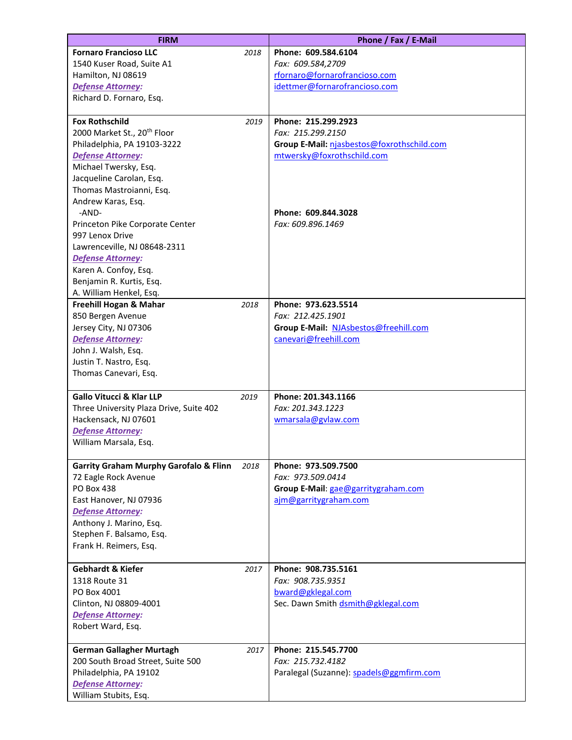| FIRM | Phone / Fax / E-Mail |
|---|---|
| **Fornaro Francioso LLC** *2018*<br>1540 Kuser Road, Suite A1<br>Hamilton, NJ 08619<br>***Defense Attorney:***<br>Richard D. Fornaro, Esq. | **Phone: 609.584.6104**<br>*Fax: 609.584,2709*<br>rfornaro@fornarofrancioso.com<br>idettmer@fornarofrancioso.com |
| **Fox Rothschild** *2019*<br>2000 Market St., 20th Floor<br>Philadelphia, PA 19103-3222<br>***Defense Attorney:***<br>Michael Twersky, Esq.<br>Jacqueline Carolan, Esq.<br>Thomas Mastroianni, Esq.<br>Andrew Karas, Esq.<br>-AND-<br>Princeton Pike Corporate Center<br>997 Lenox Drive<br>Lawrenceville, NJ 08648-2311<br>***Defense Attorney:***<br>Karen A. Confoy, Esq.<br>Benjamin R. Kurtis, Esq.<br>A. William Henkel, Esq. | **Phone: 215.299.2923**<br>*Fax: 215.299.2150*<br>**Group E-Mail:** njasbestos@foxrothschild.com<br>mtwersky@foxrothschild.com<br><br>**Phone: 609.844.3028**<br>*Fax: 609.896.1469* |
| **Freehill Hogan & Mahar** *2018*<br>850 Bergen Avenue<br>Jersey City, NJ 07306<br>***Defense Attorney:***<br>John J. Walsh, Esq.<br>Justin T. Nastro, Esq.<br>Thomas Canevari, Esq. | **Phone: 973.623.5514**<br>*Fax: 212.425.1901*<br>**Group E-Mail:** NJAsbestos@freehill.com<br>canevari@freehill.com |
| **Gallo Vitucci & Klar LLP** *2019*<br>Three University Plaza Drive, Suite 402<br>Hackensack, NJ 07601<br>***Defense Attorney:***<br>William Marsala, Esq. | **Phone: 201.343.1166**<br>*Fax: 201.343.1223*<br>wmarsala@gvlaw.com |
| **Garrity Graham Murphy Garofalo & Flinn** *2018*<br>72 Eagle Rock Avenue<br>PO Box 438<br>East Hanover, NJ 07936<br>***Defense Attorney:***<br>Anthony J. Marino, Esq.<br>Stephen F. Balsamo, Esq.<br>Frank H. Reimers, Esq. | **Phone: 973.509.7500**<br>*Fax: 973.509.0414*<br>**Group E-Mail**: gae@garritygraham.com<br>ajm@garritygraham.com |
| **Gebhardt & Kiefer** *2017*<br>1318 Route 31<br>PO Box 4001<br>Clinton, NJ 08809-4001<br>***Defense Attorney:***<br>Robert Ward, Esq. | **Phone: 908.735.5161**<br>*Fax: 908.735.9351*<br>bward@gklegal.com<br>Sec. Dawn Smith dsmith@gklegal.com |
| **German Gallagher Murtagh** *2017*<br>200 South Broad Street, Suite 500<br>Philadelphia, PA 19102<br>***Defense Attorney:***<br>William Stubits, Esq. | **Phone: 215.545.7700**<br>*Fax: 215.732.4182*<br>Paralegal (Suzanne): spadels@ggmfirm.com |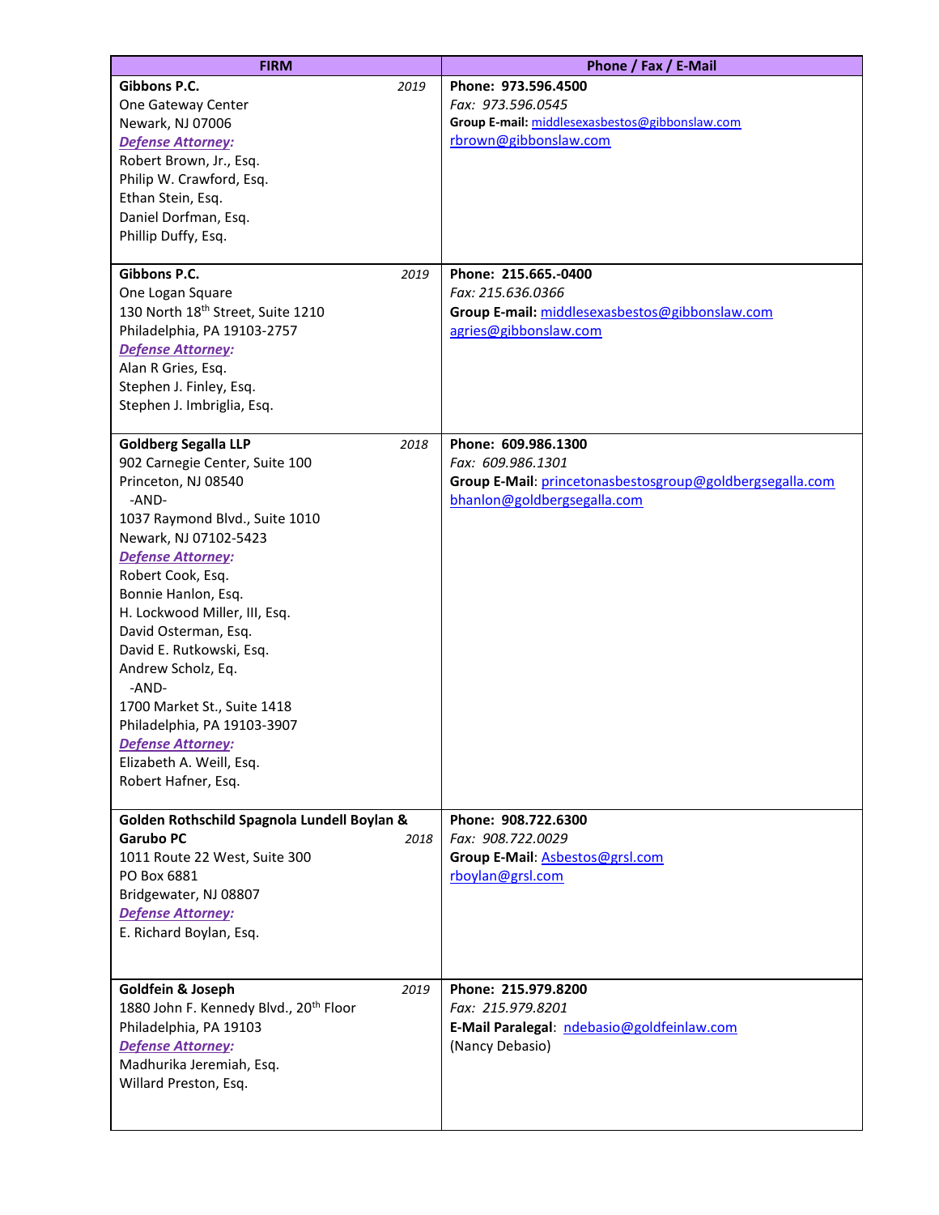| FIRM | Phone / Fax / E-Mail |
|---|---|
| **Gibbons P.C.** *2019*<br>One Gateway Center<br>Newark, NJ 07006<br>***Defense Attorney:***<br>Robert Brown, Jr., Esq.<br>Philip W. Crawford, Esq.<br>Ethan Stein, Esq.<br>Daniel Dorfman, Esq.<br>Phillip Duffy, Esq. | **Phone: 973.596.4500**<br>*Fax: 973.596.0545*<br>**Group E-mail:** middlesexasbestos@gibbonslaw.com<br>rbrown@gibbonslaw.com |
| **Gibbons P.C.** *2019*<br>One Logan Square<br>130 North 18th Street, Suite 1210<br>Philadelphia, PA 19103-2757<br>***Defense Attorney:***<br>Alan R Gries, Esq.<br>Stephen J. Finley, Esq.<br>Stephen J. Imbriglia, Esq. | **Phone: 215.665.-0400**<br>*Fax: 215.636.0366*<br>**Group E-mail:** middlesexasbestos@gibbonslaw.com<br>agries@gibbonslaw.com |
| **Goldberg Segalla LLP** *2018*<br>902 Carnegie Center, Suite 100<br>Princeton, NJ 08540<br>-AND-<br>1037 Raymond Blvd., Suite 1010<br>Newark, NJ 07102-5423<br>***Defense Attorney:***<br>Robert Cook, Esq.<br>Bonnie Hanlon, Esq.<br>H. Lockwood Miller, III, Esq.<br>David Osterman, Esq.<br>David E. Rutkowski, Esq.<br>Andrew Scholz, Eq.<br>-AND-<br>1700 Market St., Suite 1418<br>Philadelphia, PA 19103-3907<br>***Defense Attorney:***<br>Elizabeth A. Weill, Esq.<br>Robert Hafner, Esq. | **Phone: 609.986.1300**<br>*Fax: 609.986.1301*<br>**Group E-Mail**: princetonasbestosgroup@goldbergsegalla.com<br>bhanlon@goldbergsegalla.com |
| **Golden Rothschild Spagnola Lundell Boylan & Garubo PC** *2018*<br>1011 Route 22 West, Suite 300<br>PO Box 6881<br>Bridgewater, NJ 08807<br>***Defense Attorney:***<br>E. Richard Boylan, Esq. | **Phone: 908.722.6300**<br>*Fax: 908.722.0029*<br>**Group E-Mail**: Asbestos@grsl.com<br>rboylan@grsl.com |
| **Goldfein & Joseph** *2019*<br>1880 John F. Kennedy Blvd., 20th Floor<br>Philadelphia, PA 19103<br>***Defense Attorney:***<br>Madhurika Jeremiah, Esq.<br>Willard Preston, Esq. | **Phone: 215.979.8200**<br>*Fax: 215.979.8201*<br>**E-Mail Paralegal**: ndebasio@goldfeinlaw.com<br>(Nancy Debasio) |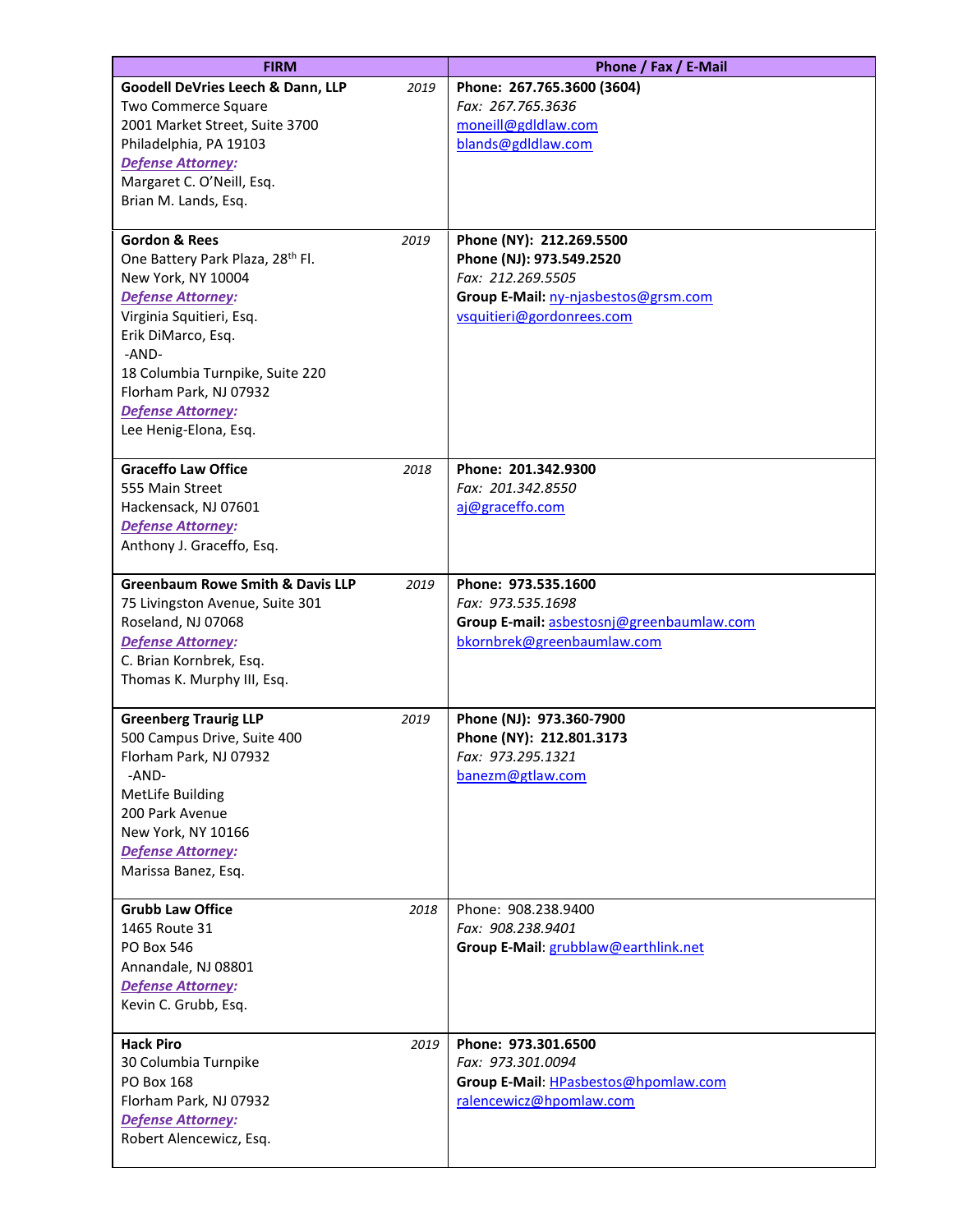| FIRM | Phone / Fax / E-Mail |
|---|---|
| **Goodell DeVries Leech & Dann, LLP** *2019*<br>Two Commerce Square<br>2001 Market Street, Suite 3700<br>Philadelphia, PA 19103<br>***Defense Attorney:***<br>Margaret C. O'Neill, Esq.<br>Brian M. Lands, Esq. | **Phone: 267.765.3600 (3604)**<br>*Fax: 267.765.3636*<br>moneill@gdldlaw.com<br>blands@gdldlaw.com |
| **Gordon & Rees** *2019*<br>One Battery Park Plaza, 28th Fl.<br>New York, NY 10004<br>***Defense Attorney:***<br>Virginia Squitieri, Esq.<br>Erik DiMarco, Esq.<br>-AND-<br>18 Columbia Turnpike, Suite 220<br>Florham Park, NJ 07932<br>***Defense Attorney:***<br>Lee Henig-Elona, Esq. | **Phone (NY): 212.269.5500**<br>**Phone (NJ): 973.549.2520**<br>*Fax: 212.269.5505*<br>**Group E-Mail:** ny-njasbestos@grsm.com<br>vsquitieri@gordonrees.com |
| **Graceffo Law Office** *2018*<br>555 Main Street<br>Hackensack, NJ 07601<br>***Defense Attorney:***<br>Anthony J. Graceffo, Esq. | **Phone: 201.342.9300**<br>*Fax: 201.342.8550*<br>aj@graceffo.com |
| **Greenbaum Rowe Smith & Davis LLP** *2019*<br>75 Livingston Avenue, Suite 301<br>Roseland, NJ 07068<br>***Defense Attorney:***<br>C. Brian Kornbrek, Esq.<br>Thomas K. Murphy III, Esq. | **Phone: 973.535.1600**<br>*Fax: 973.535.1698*<br>**Group E-mail:** asbestosnj@greenbaumlaw.com<br>bkornbrek@greenbaumlaw.com |
| **Greenberg Traurig LLP** *2019*<br>500 Campus Drive, Suite 400<br>Florham Park, NJ 07932<br>-AND-<br>MetLife Building<br>200 Park Avenue<br>New York, NY 10166<br>***Defense Attorney:***<br>Marissa Banez, Esq. | **Phone (NJ): 973.360-7900**<br>**Phone (NY): 212.801.3173**<br>*Fax: 973.295.1321*<br>banezm@gtlaw.com |
| **Grubb Law Office** *2018*<br>1465 Route 31<br>PO Box 546<br>Annandale, NJ 08801<br>***Defense Attorney:***<br>Kevin C. Grubb, Esq. | Phone: 908.238.9400<br>*Fax: 908.238.9401*<br>**Group E-Mail**: grubblaw@earthlink.net |
| **Hack Piro** *2019*<br>30 Columbia Turnpike<br>PO Box 168<br>Florham Park, NJ 07932<br>***Defense Attorney:***<br>Robert Alencewicz, Esq. | **Phone: 973.301.6500**<br>*Fax: 973.301.0094*<br>**Group E-Mail**: HPasbestos@hpomlaw.com<br>ralencewicz@hpomlaw.com |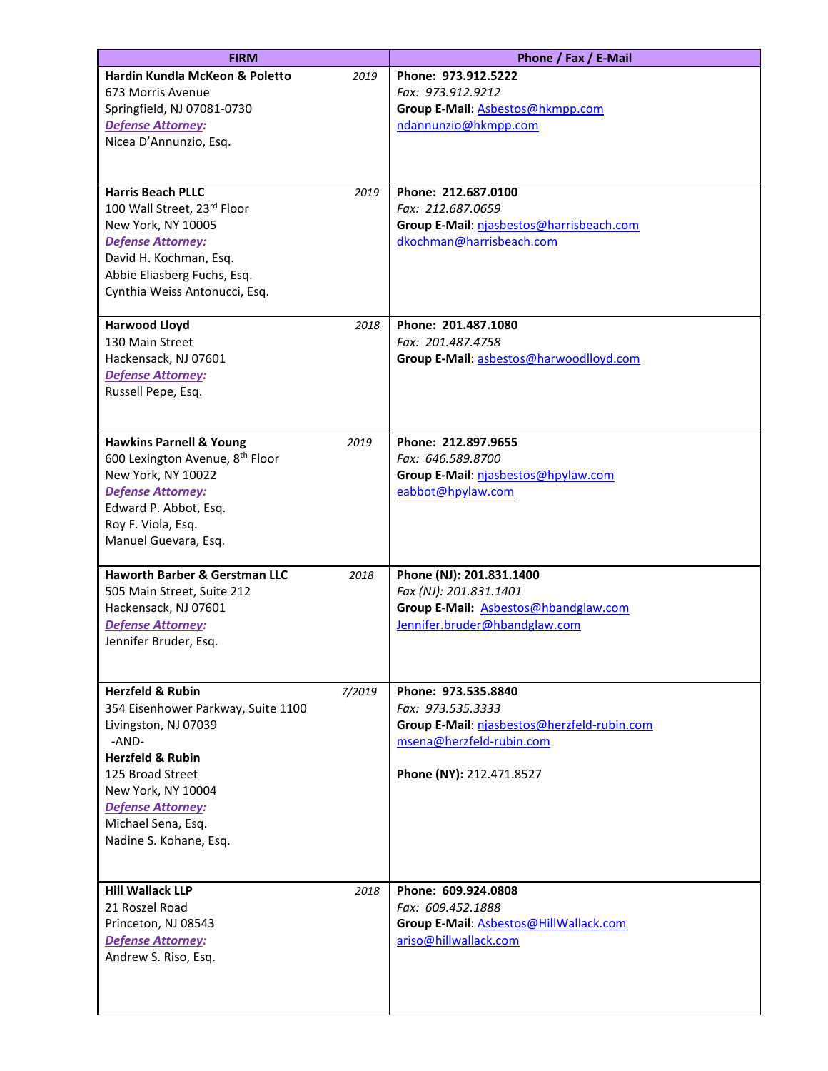| FIRM | Phone / Fax / E-Mail |
| --- | --- |
| **Hardin Kundla McKeon & Poletto** *2019*<br>673 Morris Avenue<br>Springfield, NJ 07081-0730<br>***Defense Attorney:***<br>Nicea D'Annunzio, Esq. | **Phone: 973.912.5222**<br>*Fax: 973.912.9212*<br>**Group E-Mail**: Asbestos@hkmpp.com<br>ndannunzio@hkmpp.com |
| **Harris Beach PLLC** *2019*<br>100 Wall Street, 23rd Floor<br>New York, NY 10005<br>***Defense Attorney:***<br>David H. Kochman, Esq.<br>Abbie Eliasberg Fuchs, Esq.<br>Cynthia Weiss Antonucci, Esq. | **Phone: 212.687.0100**<br>*Fax: 212.687.0659*<br>**Group E-Mail**: njasbestos@harrisbeach.com<br>dkochman@harrisbeach.com |
| **Harwood Lloyd** *2018*<br>130 Main Street<br>Hackensack, NJ 07601<br>***Defense Attorney:***<br>Russell Pepe, Esq. | **Phone: 201.487.1080**<br>*Fax: 201.487.4758*<br>**Group E-Mail**: asbestos@harwoodlloyd.com |
| **Hawkins Parnell & Young** *2019*<br>600 Lexington Avenue, 8th Floor<br>New York, NY 10022<br>***Defense Attorney:***<br>Edward P. Abbot, Esq.<br>Roy F. Viola, Esq.<br>Manuel Guevara, Esq. | **Phone: 212.897.9655**<br>*Fax: 646.589.8700*<br>**Group E-Mail**: njasbestos@hpylaw.com<br>eabbot@hpylaw.com |
| **Haworth Barber & Gerstman LLC** *2018*<br>505 Main Street, Suite 212<br>Hackensack, NJ 07601<br>***Defense Attorney:***<br>Jennifer Bruder, Esq. | **Phone (NJ): 201.831.1400**<br>*Fax (NJ): 201.831.1401*<br>**Group E-Mail:** Asbestos@hbandglaw.com<br>Jennifer.bruder@hbandglaw.com |
| **Herzfeld & Rubin** *7/2019*<br>354 Eisenhower Parkway, Suite 1100<br>Livingston, NJ 07039<br>-AND-<br>**Herzfeld & Rubin**<br>125 Broad Street<br>New York, NY 10004<br>***Defense Attorney:***<br>Michael Sena, Esq.<br>Nadine S. Kohane, Esq. | **Phone: 973.535.8840**<br>*Fax: 973.535.3333*<br>**Group E-Mail**: njasbestos@herzfeld-rubin.com<br>msena@herzfeld-rubin.com<br><br>**Phone (NY):** 212.471.8527 |
| **Hill Wallack LLP** *2018*<br>21 Roszel Road<br>Princeton, NJ 08543<br>***Defense Attorney:***<br>Andrew S. Riso, Esq. | **Phone: 609.924.0808**<br>*Fax: 609.452.1888*<br>**Group E-Mail**: Asbestos@HillWallack.com<br>ariso@hillwallack.com |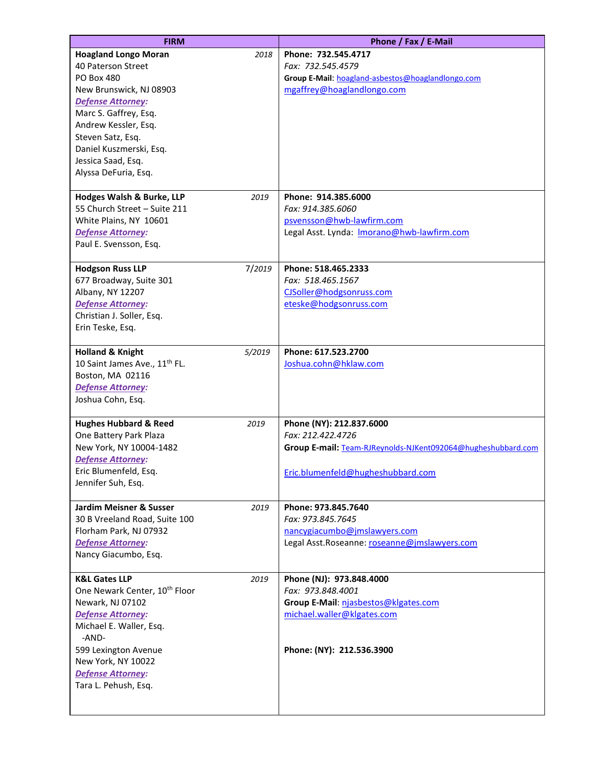| FIRM | Phone / Fax / E-Mail |
|---|---|
| **Hoagland Longo Moran** *2018*<br>40 Paterson Street<br>PO Box 480<br>New Brunswick, NJ 08903<br>***Defense Attorney:***<br>Marc S. Gaffrey, Esq.<br>Andrew Kessler, Esq.<br>Steven Satz, Esq.<br>Daniel Kuszmerski, Esq.<br>Jessica Saad, Esq.<br>Alyssa DeFuria, Esq. | **Phone: 732.545.4717**<br>*Fax: 732.545.4579*<br>**Group E-Mail**: hoagland-asbestos@hoaglandlongo.com<br>mgaffrey@hoaglandlongo.com |
| **Hodges Walsh & Burke, LLP** *2019*<br>55 Church Street – Suite 211<br>White Plains, NY 10601<br>***Defense Attorney:***<br>Paul E. Svensson, Esq. | **Phone: 914.385.6000**<br>*Fax: 914.385.6060*<br>psvensson@hwb-lawfirm.com<br>Legal Asst. Lynda: lmorano@hwb-lawfirm.com |
| **Hodgson Russ LLP** *7/2019*<br>677 Broadway, Suite 301<br>Albany, NY 12207<br>***Defense Attorney:***<br>Christian J. Soller, Esq.<br>Erin Teske, Esq. | **Phone: 518.465.2333**<br>*Fax: 518.465.1567*<br>CJSoller@hodgsonruss.com<br>eteske@hodgsonruss.com |
| **Holland & Knight** *5/2019*<br>10 Saint James Ave., 11th FL.<br>Boston, MA 02116<br>***Defense Attorney:***<br>Joshua Cohn, Esq. | **Phone: 617.523.2700**<br>Joshua.cohn@hklaw.com |
| **Hughes Hubbard & Reed** *2019*<br>One Battery Park Plaza<br>New York, NY 10004-1482<br>***Defense Attorney:***<br>Eric Blumenfeld, Esq.<br>Jennifer Suh, Esq. | **Phone (NY): 212.837.6000**<br>*Fax: 212.422.4726*<br>**Group E-mail:** Team-RJReynolds-NJKent092064@hugheshubbard.com<br><br>Eric.blumenfeld@hugheshubbard.com |
| **Jardim Meisner & Susser** *2019*<br>30 B Vreeland Road, Suite 100<br>Florham Park, NJ 07932<br>***Defense Attorney:***<br>Nancy Giacumbo, Esq. | **Phone: 973.845.7640**<br>*Fax: 973.845.7645*<br>nancygiacumbo@jmslawyers.com<br>Legal Asst.Roseanne: roseanne@jmslawyers.com |
| **K&L Gates LLP** *2019*<br>One Newark Center, 10th Floor<br>Newark, NJ 07102<br>***Defense Attorney:***<br>Michael E. Waller, Esq.<br>-AND-<br>599 Lexington Avenue<br>New York, NY 10022<br>***Defense Attorney:***<br>Tara L. Pehush, Esq. | **Phone (NJ): 973.848.4000**<br>*Fax: 973.848.4001*<br>**Group E-Mail**: njasbestos@klgates.com<br>michael.waller@klgates.com<br><br>**Phone: (NY): 212.536.3900** |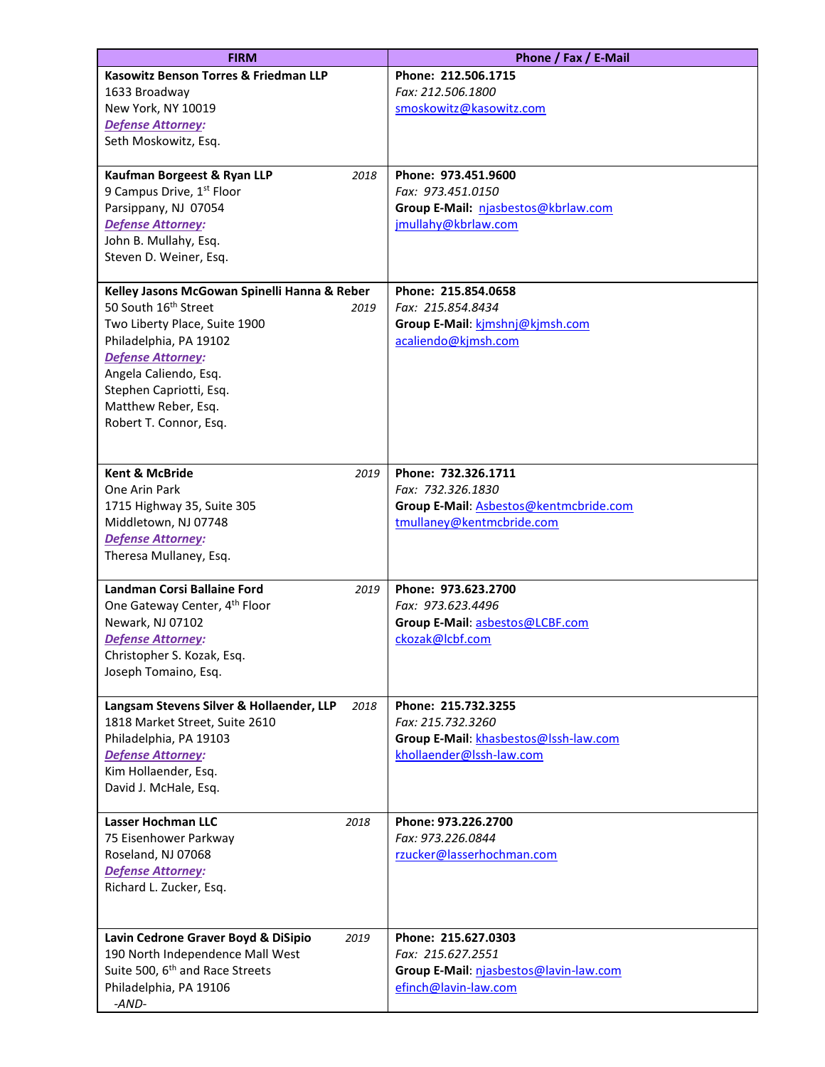| FIRM | Phone / Fax / E-Mail |
| --- | --- |
| **Kasowitz Benson Torres & Friedman LLP**<br>1633 Broadway<br>New York, NY 10019<br>***Defense Attorney:***<br>Seth Moskowitz, Esq. | **Phone: 212.506.1715**<br>*Fax: 212.506.1800*<br>smoskowitz@kasowitz.com |
| **Kaufman Borgeest & Ryan LLP** *2018*<br>9 Campus Drive, 1st Floor<br>Parsippany, NJ 07054<br>***Defense Attorney:***<br>John B. Mullahy, Esq.<br>Steven D. Weiner, Esq. | **Phone: 973.451.9600**<br>*Fax: 973.451.0150*<br>**Group E-Mail:** njasbestos@kbrlaw.com<br>jmullahy@kbrlaw.com |
| **Kelley Jasons McGowan Spinelli Hanna & Reber**<br>50 South 16th Street *2019*<br>Two Liberty Place, Suite 1900<br>Philadelphia, PA 19102<br>***Defense Attorney:***<br>Angela Caliendo, Esq.<br>Stephen Capriotti, Esq.<br>Matthew Reber, Esq.<br>Robert T. Connor, Esq. | **Phone: 215.854.0658**<br>*Fax: 215.854.8434*<br>**Group E-Mail**: kjmshnj@kjmsh.com<br>acaliendo@kjmsh.com |
| **Kent & McBride** *2019*<br>One Arin Park<br>1715 Highway 35, Suite 305<br>Middletown, NJ 07748<br>***Defense Attorney:***<br>Theresa Mullaney, Esq. | **Phone: 732.326.1711**<br>*Fax: 732.326.1830*<br>**Group E-Mail**: Asbestos@kentmcbride.com<br>tmullaney@kentmcbride.com |
| **Landman Corsi Ballaine Ford** *2019*<br>One Gateway Center, 4th Floor<br>Newark, NJ 07102<br>***Defense Attorney:***<br>Christopher S. Kozak, Esq.<br>Joseph Tomaino, Esq. | **Phone: 973.623.2700**<br>*Fax: 973.623.4496*<br>**Group E-Mail**: asbestos@LCBF.com<br>ckozak@lcbf.com |
| **Langsam Stevens Silver & Hollaender, LLP** *2018*<br>1818 Market Street, Suite 2610<br>Philadelphia, PA 19103<br>***Defense Attorney:***<br>Kim Hollaender, Esq.<br>David J. McHale, Esq. | **Phone: 215.732.3255**<br>*Fax: 215.732.3260*<br>**Group E-Mail**: khasbestos@lssh-law.com<br>khollaender@lssh-law.com |
| **Lasser Hochman LLC** *2018*<br>75 Eisenhower Parkway<br>Roseland, NJ 07068<br>***Defense Attorney:***<br>Richard L. Zucker, Esq. | **Phone: 973.226.2700**<br>*Fax: 973.226.0844*<br>rzucker@lasserhochman.com |
| **Lavin Cedrone Graver Boyd & DiSipio** *2019*<br>190 North Independence Mall West<br>Suite 500, 6th and Race Streets<br>Philadelphia, PA 19106<br>*-AND-* | **Phone: 215.627.0303**<br>*Fax: 215.627.2551*<br>**Group E-Mail**: njasbestos@lavin-law.com<br>efinch@lavin-law.com |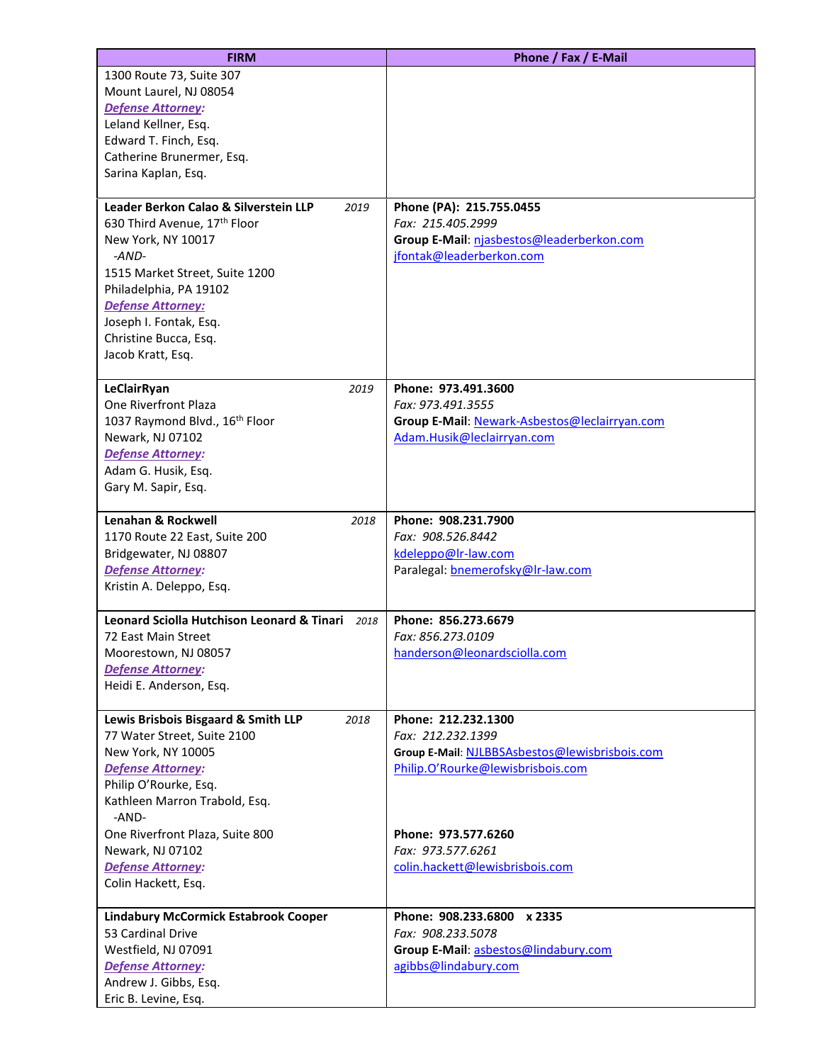| FIRM | Phone / Fax / E-Mail |
|---|---|
| 1300 Route 73, Suite 307<br>Mount Laurel, NJ 08054<br>***Defense Attorney:***<br>Leland Kellner, Esq.<br>Edward T. Finch, Esq.<br>Catherine Brunermer, Esq.<br>Sarina Kaplan, Esq. | |
| **Leader Berkon Calao & Silverstein LLP** *2019*<br>630 Third Avenue, 17th Floor<br>New York, NY 10017<br>*-AND-*<br>1515 Market Street, Suite 1200<br>Philadelphia, PA 19102<br>***Defense Attorney:***<br>Joseph I. Fontak, Esq.<br>Christine Bucca, Esq.<br>Jacob Kratt, Esq. | **Phone (PA): 215.755.0455**<br>*Fax: 215.405.2999*<br>**Group E-Mail**: njasbestos@leaderberkon.com<br>jfontak@leaderberkon.com |
| **LeClairRyan** *2019*<br>One Riverfront Plaza<br>1037 Raymond Blvd., 16th Floor<br>Newark, NJ 07102<br>***Defense Attorney:***<br>Adam G. Husik, Esq.<br>Gary M. Sapir, Esq. | **Phone: 973.491.3600**<br>*Fax: 973.491.3555*<br>**Group E-Mail**: Newark-Asbestos@leclairryan.com<br>Adam.Husik@leclairryan.com |
| **Lenahan & Rockwell** *2018*<br>1170 Route 22 East, Suite 200<br>Bridgewater, NJ 08807<br>***Defense Attorney:***<br>Kristin A. Deleppo, Esq. | **Phone: 908.231.7900**<br>*Fax: 908.526.8442*<br>kdeleppo@lr-law.com<br>Paralegal: bnemerofsky@lr-law.com |
| **Leonard Sciolla Hutchison Leonard & Tinari** *2018*<br>72 East Main Street<br>Moorestown, NJ 08057<br>***Defense Attorney:***<br>Heidi E. Anderson, Esq. | **Phone: 856.273.6679**<br>*Fax: 856.273.0109*<br>handerson@leonardsciolla.com |
| **Lewis Brisbois Bisgaard & Smith LLP** *2018*<br>77 Water Street, Suite 2100<br>New York, NY 10005<br>***Defense Attorney:***<br>Philip O'Rourke, Esq.<br>Kathleen Marron Trabold, Esq.<br>-AND-<br>One Riverfront Plaza, Suite 800<br>Newark, NJ 07102<br>***Defense Attorney:***<br>Colin Hackett, Esq. | **Phone: 212.232.1300**<br>*Fax: 212.232.1399*<br>**Group E-Mail**: NJLBBSAsbestos@lewisbrisbois.com<br>Philip.O'Rourke@lewisbrisbois.com<br><br>**Phone: 973.577.6260**<br>*Fax: 973.577.6261*<br>colin.hackett@lewisbrisbois.com |
| **Lindabury McCormick Estabrook Cooper**<br>53 Cardinal Drive<br>Westfield, NJ 07091<br>***Defense Attorney:***<br>Andrew J. Gibbs, Esq.<br>Eric B. Levine, Esq. | **Phone: 908.233.6800 x 2335**<br>*Fax: 908.233.5078*<br>**Group E-Mail**: asbestos@lindabury.com<br>agibbs@lindabury.com |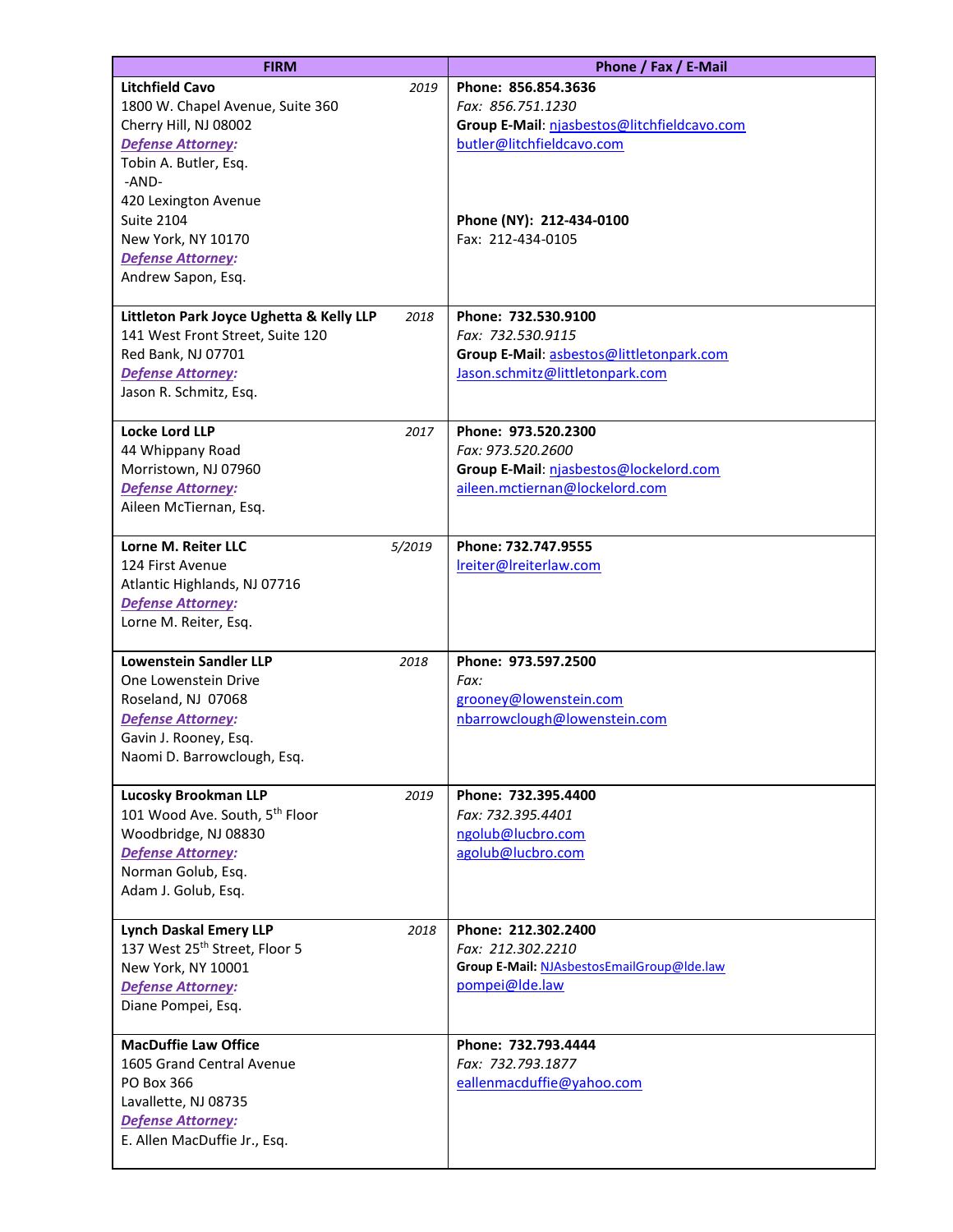| FIRM | Phone / Fax / E-Mail |
|---|---|
| **Litchfield Cavo** *2019*<br>1800 W. Chapel Avenue, Suite 360<br>Cherry Hill, NJ 08002<br>***Defense Attorney:***<br>Tobin A. Butler, Esq.<br>-AND-<br>420 Lexington Avenue<br>Suite 2104<br>New York, NY 10170<br>***Defense Attorney:***<br>Andrew Sapon, Esq. | **Phone: 856.854.3636**<br>*Fax: 856.751.1230*<br>**Group E-Mail**: njasbestos@litchfieldcavo.com<br>butler@litchfieldcavo.com<br><br>**Phone (NY): 212-434-0100**<br>Fax: 212-434-0105 |
| **Littleton Park Joyce Ughetta & Kelly LLP** *2018*<br>141 West Front Street, Suite 120<br>Red Bank, NJ 07701<br>***Defense Attorney:***<br>Jason R. Schmitz, Esq. | **Phone: 732.530.9100**<br>*Fax: 732.530.9115*<br>**Group E-Mail**: asbestos@littletonpark.com<br>Jason.schmitz@littletonpark.com |
| **Locke Lord LLP** *2017*<br>44 Whippany Road<br>Morristown, NJ 07960<br>***Defense Attorney:***<br>Aileen McTiernan, Esq. | **Phone: 973.520.2300**<br>*Fax: 973.520.2600*<br>**Group E-Mail**: njasbestos@lockelord.com<br>aileen.mctiernan@lockelord.com |
| **Lorne M. Reiter LLC** *5/2019*<br>124 First Avenue<br>Atlantic Highlands, NJ 07716<br>***Defense Attorney:***<br>Lorne M. Reiter, Esq. | **Phone: 732.747.9555**<br>lreiter@lreiterlaw.com |
| **Lowenstein Sandler LLP** *2018*<br>One Lowenstein Drive<br>Roseland, NJ 07068<br>***Defense Attorney:***<br>Gavin J. Rooney, Esq.<br>Naomi D. Barrowclough, Esq. | **Phone: 973.597.2500**<br>*Fax:*<br>grooney@lowenstein.com<br>nbarrowclough@lowenstein.com |
| **Lucosky Brookman LLP** *2019*<br>101 Wood Ave. South, 5th Floor<br>Woodbridge, NJ 08830<br>***Defense Attorney:***<br>Norman Golub, Esq.<br>Adam J. Golub, Esq. | **Phone: 732.395.4400**<br>*Fax: 732.395.4401*<br>ngolub@lucbro.com<br>agolub@lucbro.com |
| **Lynch Daskal Emery LLP** *2018*<br>137 West 25th Street, Floor 5<br>New York, NY 10001<br>***Defense Attorney:***<br>Diane Pompei, Esq. | **Phone: 212.302.2400**<br>*Fax: 212.302.2210*<br>**Group E-Mail:** NJAsbestosEmailGroup@lde.law<br>pompei@lde.law |
| **MacDuffie Law Office**<br>1605 Grand Central Avenue<br>PO Box 366<br>Lavallette, NJ 08735<br>***Defense Attorney:***<br>E. Allen MacDuffie Jr., Esq. | **Phone: 732.793.4444**<br>*Fax: 732.793.1877*<br>eallenmacduffie@yahoo.com |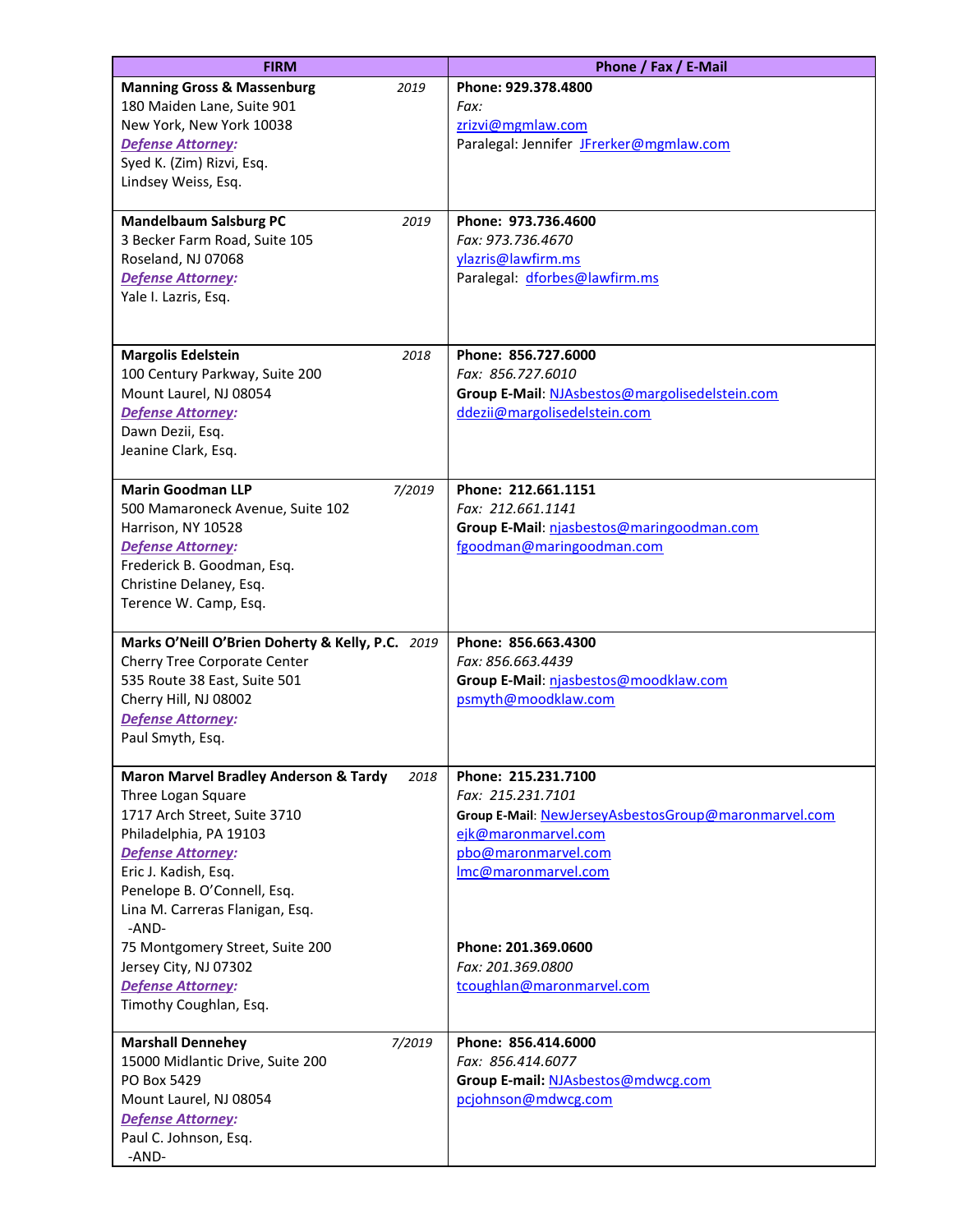| FIRM | Phone / Fax / E-Mail |
|---|---|
| **Manning Gross & Massenburg** *2019*<br>180 Maiden Lane, Suite 901<br>New York, New York 10038<br>***Defense Attorney:***<br>Syed K. (Zim) Rizvi, Esq.<br>Lindsey Weiss, Esq. | **Phone: 929.378.4800**<br>*Fax:*<br>zrizvi@mgmlaw.com<br>Paralegal: Jennifer JFrerker@mgmlaw.com |
| **Mandelbaum Salsburg PC** *2019*<br>3 Becker Farm Road, Suite 105<br>Roseland, NJ 07068<br>***Defense Attorney:***<br>Yale I. Lazris, Esq. | **Phone: 973.736.4600**<br>*Fax: 973.736.4670*<br>ylazris@lawfirm.ms<br>Paralegal: dforbes@lawfirm.ms |
| **Margolis Edelstein** *2018*<br>100 Century Parkway, Suite 200<br>Mount Laurel, NJ 08054<br>***Defense Attorney:***<br>Dawn Dezii, Esq.<br>Jeanine Clark, Esq. | **Phone: 856.727.6000**<br>*Fax: 856.727.6010*<br>**Group E-Mail:** NJAsbestos@margolisedelstein.com<br>ddezii@margolisedelstein.com |
| **Marin Goodman LLP** *7/2019*<br>500 Mamaroneck Avenue, Suite 102<br>Harrison, NY 10528<br>***Defense Attorney:***<br>Frederick B. Goodman, Esq.<br>Christine Delaney, Esq.<br>Terence W. Camp, Esq. | **Phone: 212.661.1151**<br>*Fax: 212.661.1141*<br>**Group E-Mail**: njasbestos@maringoodman.com<br>fgoodman@maringoodman.com |
| **Marks O'Neill O'Brien Doherty & Kelly, P.C.** *2019*<br>Cherry Tree Corporate Center<br>535 Route 38 East, Suite 501<br>Cherry Hill, NJ 08002<br>***Defense Attorney:***<br>Paul Smyth, Esq. | **Phone: 856.663.4300**<br>*Fax: 856.663.4439*<br>**Group E-Mail**: njasbestos@moodklaw.com<br>psmyth@moodklaw.com |
| **Maron Marvel Bradley Anderson & Tardy** *2018*<br>Three Logan Square<br>1717 Arch Street, Suite 3710<br>Philadelphia, PA 19103<br>***Defense Attorney:***<br>Eric J. Kadish, Esq.<br>Penelope B. O'Connell, Esq.<br>Lina M. Carreras Flanigan, Esq.<br>-AND-<br>75 Montgomery Street, Suite 200<br>Jersey City, NJ 07302<br>***Defense Attorney:***<br>Timothy Coughlan, Esq. | **Phone: 215.231.7100**<br>*Fax: 215.231.7101*<br>**Group E-Mail**: NewJerseyAsbestosGroup@maronmarvel.com<br>ejk@maronmarvel.com<br>pbo@maronmarvel.com<br>lmc@maronmarvel.com<br><br>**Phone: 201.369.0600**<br>*Fax: 201.369.0800*<br>tcoughlan@maronmarvel.com |
| **Marshall Dennehey** *7/2019*<br>15000 Midlantic Drive, Suite 200<br>PO Box 5429<br>Mount Laurel, NJ 08054<br>***Defense Attorney:***<br>Paul C. Johnson, Esq.<br>-AND- | **Phone: 856.414.6000**<br>*Fax: 856.414.6077*<br>**Group E-mail:** NJAsbestos@mdwcg.com<br>pcjohnson@mdwcg.com |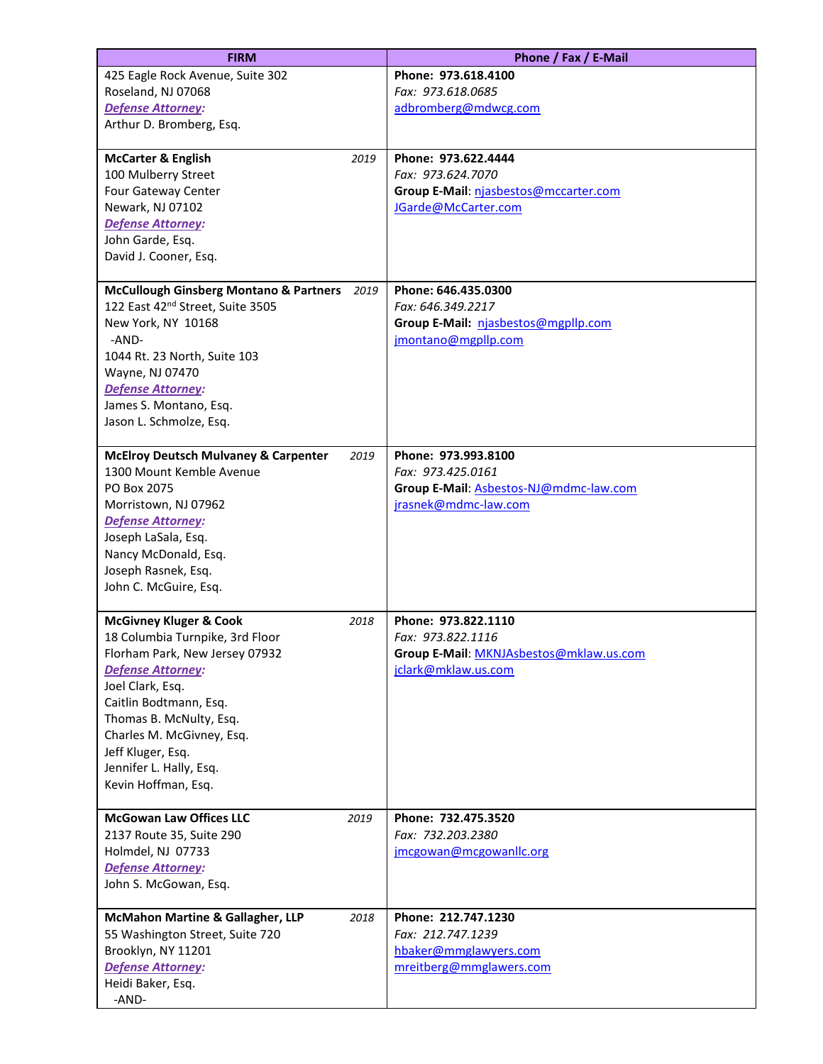| FIRM | Phone / Fax / E-Mail |
|---|---|
| 425 Eagle Rock Avenue, Suite 302<br>Roseland, NJ 07068<br>***Defense Attorney:***<br>Arthur D. Bromberg, Esq. | **Phone: 973.618.4100**<br>*Fax: 973.618.0685*<br>adbromberg@mdwcg.com |
| **McCarter & English** *2019*<br>100 Mulberry Street<br>Four Gateway Center<br>Newark, NJ 07102<br>***Defense Attorney:***<br>John Garde, Esq.<br>David J. Cooner, Esq. | **Phone: 973.622.4444**<br>*Fax: 973.624.7070*<br>**Group E-Mail**: njasbestos@mccarter.com<br>JGarde@McCarter.com |
| **McCullough Ginsberg Montano & Partners** *2019*<br>122 East 42nd Street, Suite 3505<br>New York, NY 10168<br>-AND-<br>1044 Rt. 23 North, Suite 103<br>Wayne, NJ 07470<br>***Defense Attorney:***<br>James S. Montano, Esq.<br>Jason L. Schmolze, Esq. | **Phone: 646.435.0300**<br>*Fax: 646.349.2217*<br>**Group E-Mail:** njasbestos@mgpllp.com<br>jmontano@mgpllp.com |
| **McElroy Deutsch Mulvaney & Carpenter** *2019*<br>1300 Mount Kemble Avenue<br>PO Box 2075<br>Morristown, NJ 07962<br>***Defense Attorney:***<br>Joseph LaSala, Esq.<br>Nancy McDonald, Esq.<br>Joseph Rasnek, Esq.<br>John C. McGuire, Esq. | **Phone: 973.993.8100**<br>*Fax: 973.425.0161*<br>**Group E-Mail**: Asbestos-NJ@mdmc-law.com<br>jrasnek@mdmc-law.com |
| **McGivney Kluger & Cook** *2018*<br>18 Columbia Turnpike, 3rd Floor<br>Florham Park, New Jersey 07932<br>***Defense Attorney:***<br>Joel Clark, Esq.<br>Caitlin Bodtmann, Esq.<br>Thomas B. McNulty, Esq.<br>Charles M. McGivney, Esq.<br>Jeff Kluger, Esq.<br>Jennifer L. Hally, Esq.<br>Kevin Hoffman, Esq. | **Phone: 973.822.1110**<br>*Fax: 973.822.1116*<br>**Group E-Mail**: MKNJAsbestos@mklaw.us.com<br>jclark@mklaw.us.com |
| **McGowan Law Offices LLC** *2019*<br>2137 Route 35, Suite 290<br>Holmdel, NJ 07733<br>***Defense Attorney:***<br>John S. McGowan, Esq. | **Phone: 732.475.3520**<br>*Fax: 732.203.2380*<br>jmcgowan@mcgowanllc.org |
| **McMahon Martine & Gallagher, LLP** *2018*<br>55 Washington Street, Suite 720<br>Brooklyn, NY 11201<br>***Defense Attorney:***<br>Heidi Baker, Esq.<br>-AND- | **Phone: 212.747.1230**<br>*Fax: 212.747.1239*<br>hbaker@mmglawyers.com<br>mreitberg@mmglawers.com |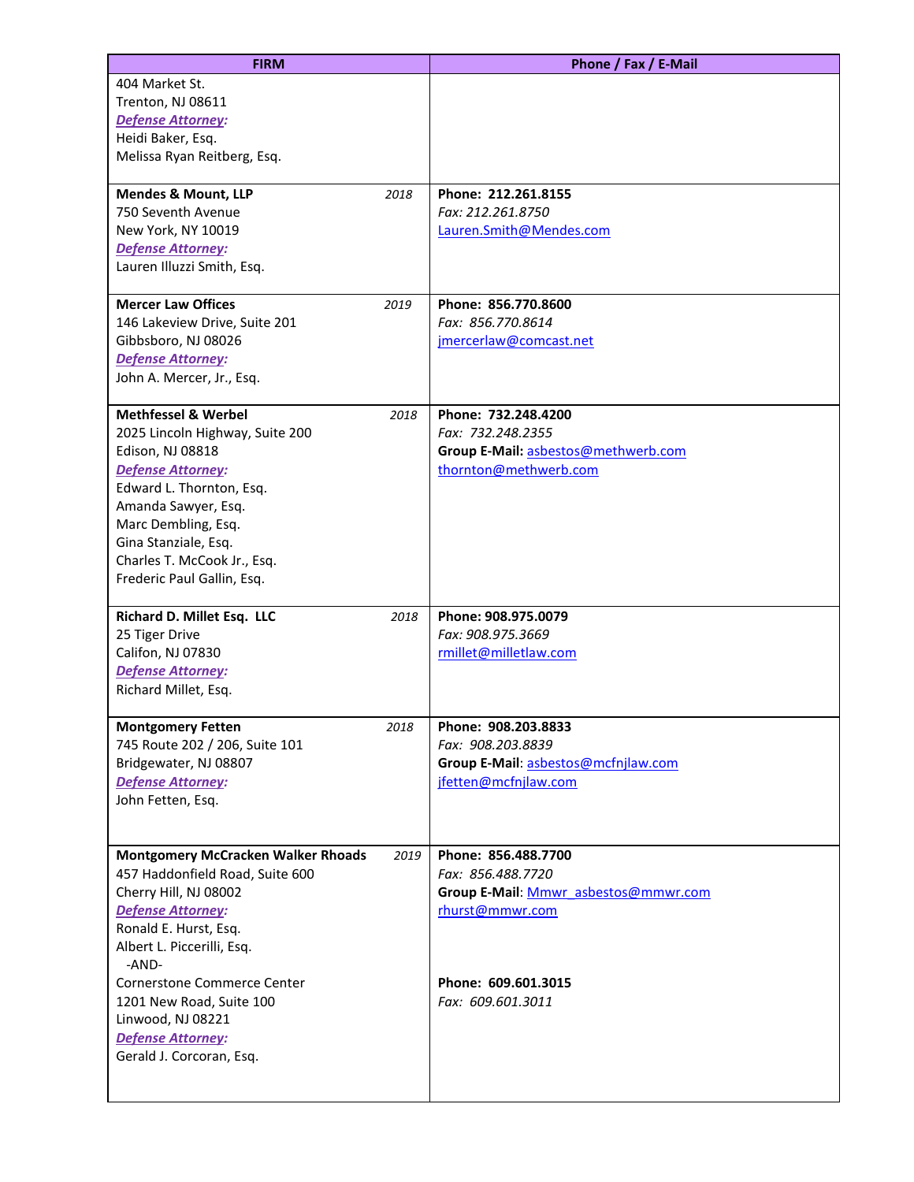| FIRM | Phone / Fax / E-Mail |
|---|---|
| 404 Market St.<br>Trenton, NJ 08611<br>***Defense Attorney:***<br>Heidi Baker, Esq.<br>Melissa Ryan Reitberg, Esq. | |
| **Mendes & Mount, LLP** *2018*<br>750 Seventh Avenue<br>New York, NY 10019<br>***Defense Attorney:***<br>Lauren Illuzzi Smith, Esq. | **Phone: 212.261.8155**<br>*Fax: 212.261.8750*<br>Lauren.Smith@Mendes.com |
| **Mercer Law Offices** *2019*<br>146 Lakeview Drive, Suite 201<br>Gibbsboro, NJ 08026<br>***Defense Attorney:***<br>John A. Mercer, Jr., Esq. | **Phone: 856.770.8600**<br>*Fax: 856.770.8614*<br>jmercerlaw@comcast.net |
| **Methfessel & Werbel** *2018*<br>2025 Lincoln Highway, Suite 200<br>Edison, NJ 08818<br>***Defense Attorney:***<br>Edward L. Thornton, Esq.<br>Amanda Sawyer, Esq.<br>Marc Dembling, Esq.<br>Gina Stanziale, Esq.<br>Charles T. McCook Jr., Esq.<br>Frederic Paul Gallin, Esq. | **Phone: 732.248.4200**<br>*Fax: 732.248.2355*<br>**Group E-Mail:** asbestos@methwerb.com<br>thornton@methwerb.com |
| **Richard D. Millet Esq. LLC** *2018*<br>25 Tiger Drive<br>Califon, NJ 07830<br>***Defense Attorney:***<br>Richard Millet, Esq. | **Phone: 908.975.0079**<br>*Fax: 908.975.3669*<br>rmillet@milletlaw.com |
| **Montgomery Fetten** *2018*<br>745 Route 202 / 206, Suite 101<br>Bridgewater, NJ 08807<br>***Defense Attorney:***<br>John Fetten, Esq. | **Phone: 908.203.8833**<br>*Fax: 908.203.8839*<br>**Group E-Mail**: asbestos@mcfnjlaw.com<br>jfetten@mcfnjlaw.com |
| **Montgomery McCracken Walker Rhoads** *2019*<br>457 Haddonfield Road, Suite 600<br>Cherry Hill, NJ 08002<br>***Defense Attorney:***<br>Ronald E. Hurst, Esq.<br>Albert L. Piccerilli, Esq.<br>-AND-<br>Cornerstone Commerce Center<br>1201 New Road, Suite 100<br>Linwood, NJ 08221<br>***Defense Attorney:***<br>Gerald J. Corcoran, Esq. | **Phone: 856.488.7700**<br>*Fax: 856.488.7720*<br>**Group E-Mail**: Mmwr_asbestos@mmwr.com<br>rhurst@mmwr.com<br><br><br><br>**Phone: 609.601.3015**<br>*Fax: 609.601.3011* |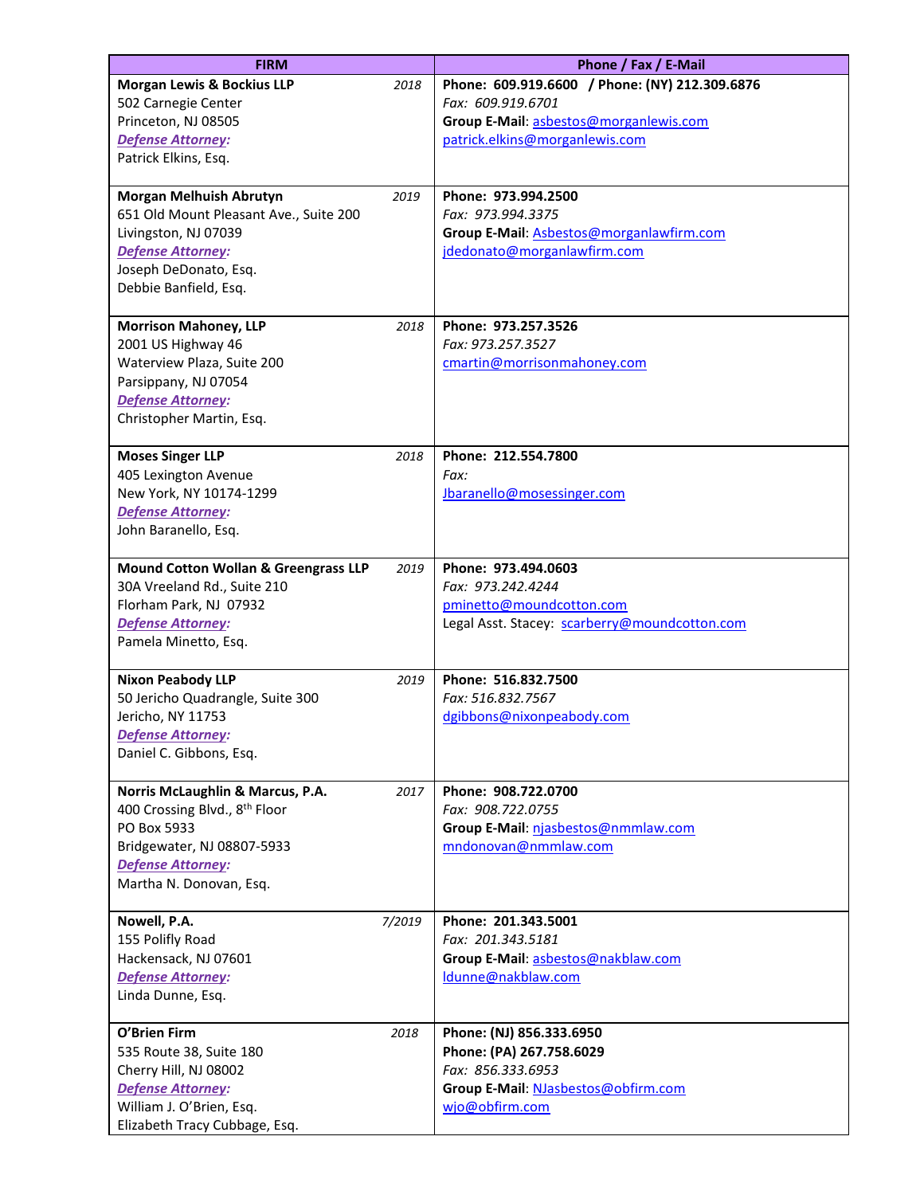| FIRM | Phone / Fax / E-Mail |
|---|---|
| **Morgan Lewis & Bockius LLP** *2018*<br>502 Carnegie Center<br>Princeton, NJ 08505<br>***Defense Attorney:***<br>Patrick Elkins, Esq. | **Phone: 609.919.6600 / Phone: (NY) 212.309.6876**<br>*Fax: 609.919.6701*<br>**Group E-Mail**: asbestos@morganlewis.com<br>patrick.elkins@morganlewis.com |
| **Morgan Melhuish Abrutyn** *2019*<br>651 Old Mount Pleasant Ave., Suite 200<br>Livingston, NJ 07039<br>***Defense Attorney:***<br>Joseph DeDonato, Esq.<br>Debbie Banfield, Esq. | **Phone: 973.994.2500**<br>*Fax: 973.994.3375*<br>**Group E-Mail**: Asbestos@morganlawfirm.com<br>jdedonato@morganlawfirm.com |
| **Morrison Mahoney, LLP** *2018*<br>2001 US Highway 46<br>Waterview Plaza, Suite 200<br>Parsippany, NJ 07054<br>***Defense Attorney:***<br>Christopher Martin, Esq. | **Phone: 973.257.3526**<br>*Fax: 973.257.3527*<br>cmartin@morrisonmahoney.com |
| **Moses Singer LLP** *2018*<br>405 Lexington Avenue<br>New York, NY 10174-1299<br>***Defense Attorney:***<br>John Baranello, Esq. | **Phone: 212.554.7800**<br>*Fax:*<br>Jbaranello@mosessinger.com |
| **Mound Cotton Wollan & Greengrass LLP** *2019*<br>30A Vreeland Rd., Suite 210<br>Florham Park, NJ 07932<br>***Defense Attorney:***<br>Pamela Minetto, Esq. | **Phone: 973.494.0603**<br>*Fax: 973.242.4244*<br>pminetto@moundcotton.com<br>Legal Asst. Stacey: scarberry@moundcotton.com |
| **Nixon Peabody LLP** *2019*<br>50 Jericho Quadrangle, Suite 300<br>Jericho, NY 11753<br>***Defense Attorney:***<br>Daniel C. Gibbons, Esq. | **Phone: 516.832.7500**<br>*Fax: 516.832.7567*<br>dgibbons@nixonpeabody.com |
| **Norris McLaughlin & Marcus, P.A.** *2017*<br>400 Crossing Blvd., 8th Floor<br>PO Box 5933<br>Bridgewater, NJ 08807-5933<br>***Defense Attorney:***<br>Martha N. Donovan, Esq. | **Phone: 908.722.0700**<br>*Fax: 908.722.0755*<br>**Group E-Mail**: njasbestos@nmmlaw.com<br>mndonovan@nmmlaw.com |
| **Nowell, P.A.** *7/2019*<br>155 Polifly Road<br>Hackensack, NJ 07601<br>***Defense Attorney:***<br>Linda Dunne, Esq. | **Phone: 201.343.5001**<br>*Fax: 201.343.5181*<br>**Group E-Mail**: asbestos@nakblaw.com<br>ldunne@nakblaw.com |
| **O'Brien Firm** *2018*<br>535 Route 38, Suite 180<br>Cherry Hill, NJ 08002<br>***Defense Attorney:***<br>William J. O'Brien, Esq.<br>Elizabeth Tracy Cubbage, Esq. | **Phone: (NJ) 856.333.6950**<br>**Phone: (PA) 267.758.6029**<br>*Fax: 856.333.6953*<br>**Group E-Mail**: NJasbestos@obfirm.com<br>wjo@obfirm.com |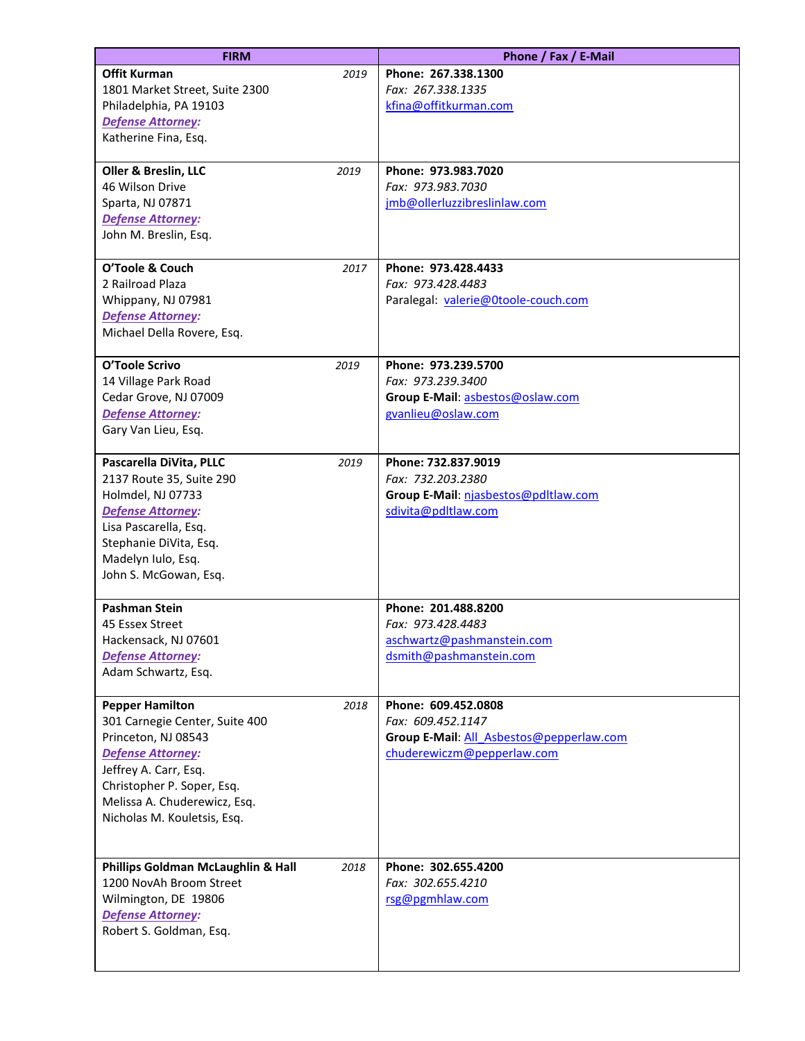| FIRM | Phone / Fax / E-Mail |
| --- | --- |
| **Offit Kurman** *2019*<br>1801 Market Street, Suite 2300<br>Philadelphia, PA 19103<br>***Defense Attorney:***<br>Katherine Fina, Esq. | **Phone: 267.338.1300**<br>*Fax: 267.338.1335*<br>kfina@offitkurman.com |
| **Oller & Breslin, LLC** *2019*<br>46 Wilson Drive<br>Sparta, NJ 07871<br>***Defense Attorney:***<br>John M. Breslin, Esq. | **Phone: 973.983.7020**<br>*Fax: 973.983.7030*<br>jmb@ollerluzzibreslinlaw.com |
| **O'Toole & Couch** *2017*<br>2 Railroad Plaza<br>Whippany, NJ 07981<br>***Defense Attorney:***<br>Michael Della Rovere, Esq. | **Phone: 973.428.4433**<br>*Fax: 973.428.4483*<br>Paralegal: valerie@0toole-couch.com |
| **O'Toole Scrivo** *2019*<br>14 Village Park Road<br>Cedar Grove, NJ 07009<br>***Defense Attorney:***<br>Gary Van Lieu, Esq. | **Phone: 973.239.5700**<br>*Fax: 973.239.3400*<br>**Group E-Mail**: asbestos@oslaw.com<br>gvanlieu@oslaw.com |
| **Pascarella DiVita, PLLC** *2019*<br>2137 Route 35, Suite 290<br>Holmdel, NJ 07733<br>***Defense Attorney:***<br>Lisa Pascarella, Esq.<br>Stephanie DiVita, Esq.<br>Madelyn Iulo, Esq.<br>John S. McGowan, Esq. | **Phone: 732.837.9019**<br>*Fax: 732.203.2380*<br>**Group E-Mail**: njasbestos@pdltlaw.com<br>sdivita@pdltlaw.com |
| **Pashman Stein**<br>45 Essex Street<br>Hackensack, NJ 07601<br>***Defense Attorney:***<br>Adam Schwartz, Esq. | **Phone: 201.488.8200**<br>*Fax: 973.428.4483*<br>aschwartz@pashmanstein.com<br>dsmith@pashmanstein.com |
| **Pepper Hamilton** *2018*<br>301 Carnegie Center, Suite 400<br>Princeton, NJ 08543<br>***Defense Attorney:***<br>Jeffrey A. Carr, Esq.<br>Christopher P. Soper, Esq.<br>Melissa A. Chuderewicz, Esq.<br>Nicholas M. Kouletsis, Esq. | **Phone: 609.452.0808**<br>*Fax: 609.452.1147*<br>**Group E-Mail**: All_Asbestos@pepperlaw.com<br>chuderewiczm@pepperlaw.com |
| **Phillips Goldman McLaughlin & Hall** *2018*<br>1200 NovAh Broom Street<br>Wilmington, DE 19806<br>***Defense Attorney:***<br>Robert S. Goldman, Esq. | **Phone: 302.655.4200**<br>*Fax: 302.655.4210*<br>rsg@pgmhlaw.com |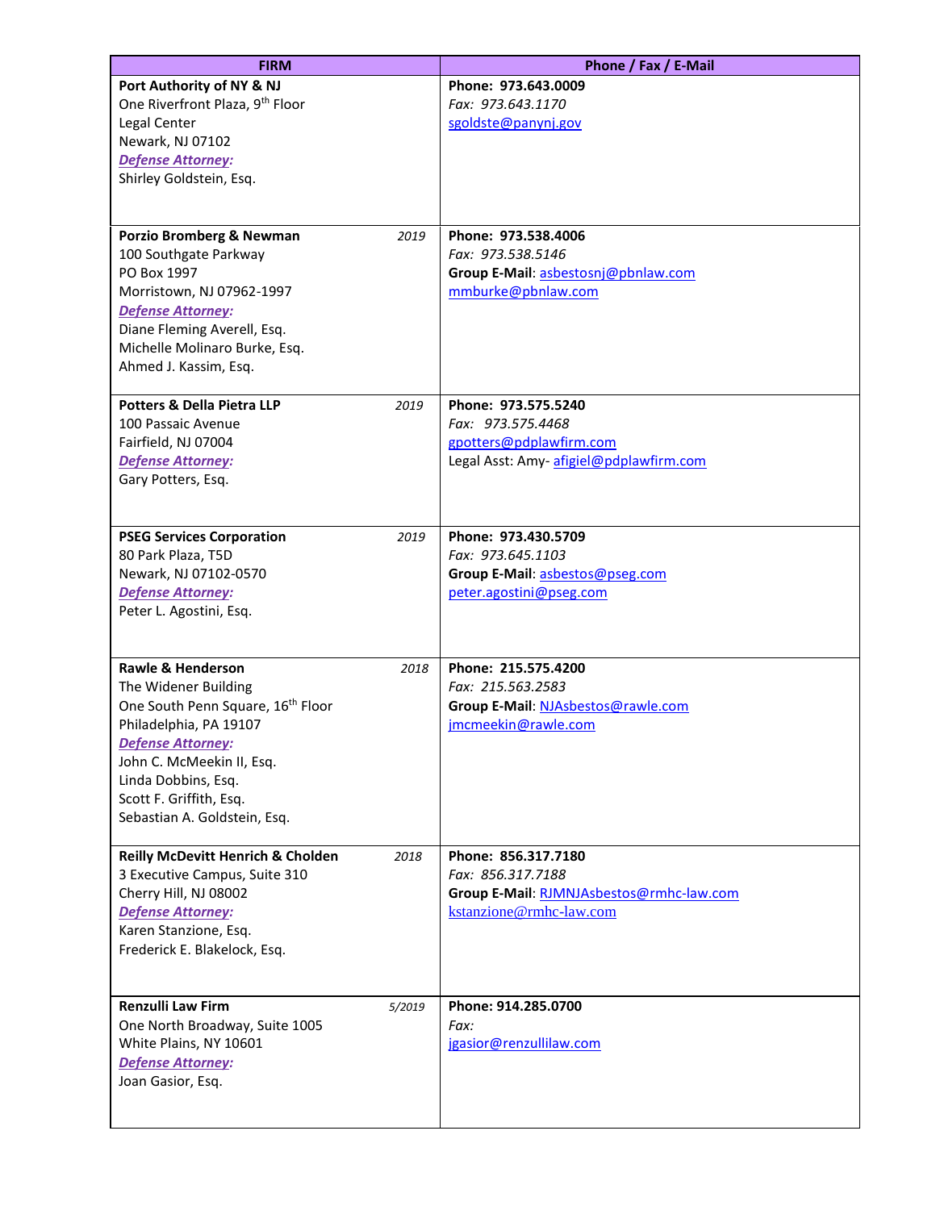| FIRM | Phone / Fax / E-Mail |
|---|---|
| **Port Authority of NY & NJ**<br>One Riverfront Plaza, 9th Floor<br>Legal Center<br>Newark, NJ 07102<br>***Defense Attorney:***<br>Shirley Goldstein, Esq. | **Phone: 973.643.0009**<br>*Fax: 973.643.1170*<br>sgoldste@panynj.gov |
| **Porzio Bromberg & Newman** *2019*<br>100 Southgate Parkway<br>PO Box 1997<br>Morristown, NJ 07962-1997<br>***Defense Attorney:***<br>Diane Fleming Averell, Esq.<br>Michelle Molinaro Burke, Esq.<br>Ahmed J. Kassim, Esq. | **Phone: 973.538.4006**<br>*Fax: 973.538.5146*<br>**Group E-Mail**: asbestosnj@pbnlaw.com<br>mmburke@pbnlaw.com |
| **Potters & Della Pietra LLP** *2019*<br>100 Passaic Avenue<br>Fairfield, NJ 07004<br>***Defense Attorney:***<br>Gary Potters, Esq. | **Phone: 973.575.5240**<br>*Fax: 973.575.4468*<br>gpotters@pdplawfirm.com<br>Legal Asst: Amy- afigiel@pdplawfirm.com |
| **PSEG Services Corporation** *2019*<br>80 Park Plaza, T5D<br>Newark, NJ 07102-0570<br>***Defense Attorney:***<br>Peter L. Agostini, Esq. | **Phone: 973.430.5709**<br>*Fax: 973.645.1103*<br>**Group E-Mail**: asbestos@pseg.com<br>peter.agostini@pseg.com |
| **Rawle & Henderson** *2018*<br>The Widener Building<br>One South Penn Square, 16th Floor<br>Philadelphia, PA 19107<br>***Defense Attorney:***<br>John C. McMeekin II, Esq.<br>Linda Dobbins, Esq.<br>Scott F. Griffith, Esq.<br>Sebastian A. Goldstein, Esq. | **Phone: 215.575.4200**<br>*Fax: 215.563.2583*<br>**Group E-Mail**: NJAsbestos@rawle.com<br>jmcmeekin@rawle.com |
| **Reilly McDevitt Henrich & Cholden** *2018*<br>3 Executive Campus, Suite 310<br>Cherry Hill, NJ 08002<br>***Defense Attorney:***<br>Karen Stanzione, Esq.<br>Frederick E. Blakelock, Esq. | **Phone: 856.317.7180**<br>*Fax: 856.317.7188*<br>**Group E-Mail**: RJMNJAsbestos@rmhc-law.com<br>kstanzione@rmhc-law.com |
| **Renzulli Law Firm** *5/2019*<br>One North Broadway, Suite 1005<br>White Plains, NY 10601<br>***Defense Attorney:***<br>Joan Gasior, Esq. | **Phone: 914.285.0700**<br>*Fax:*<br>jgasior@renzullilaw.com |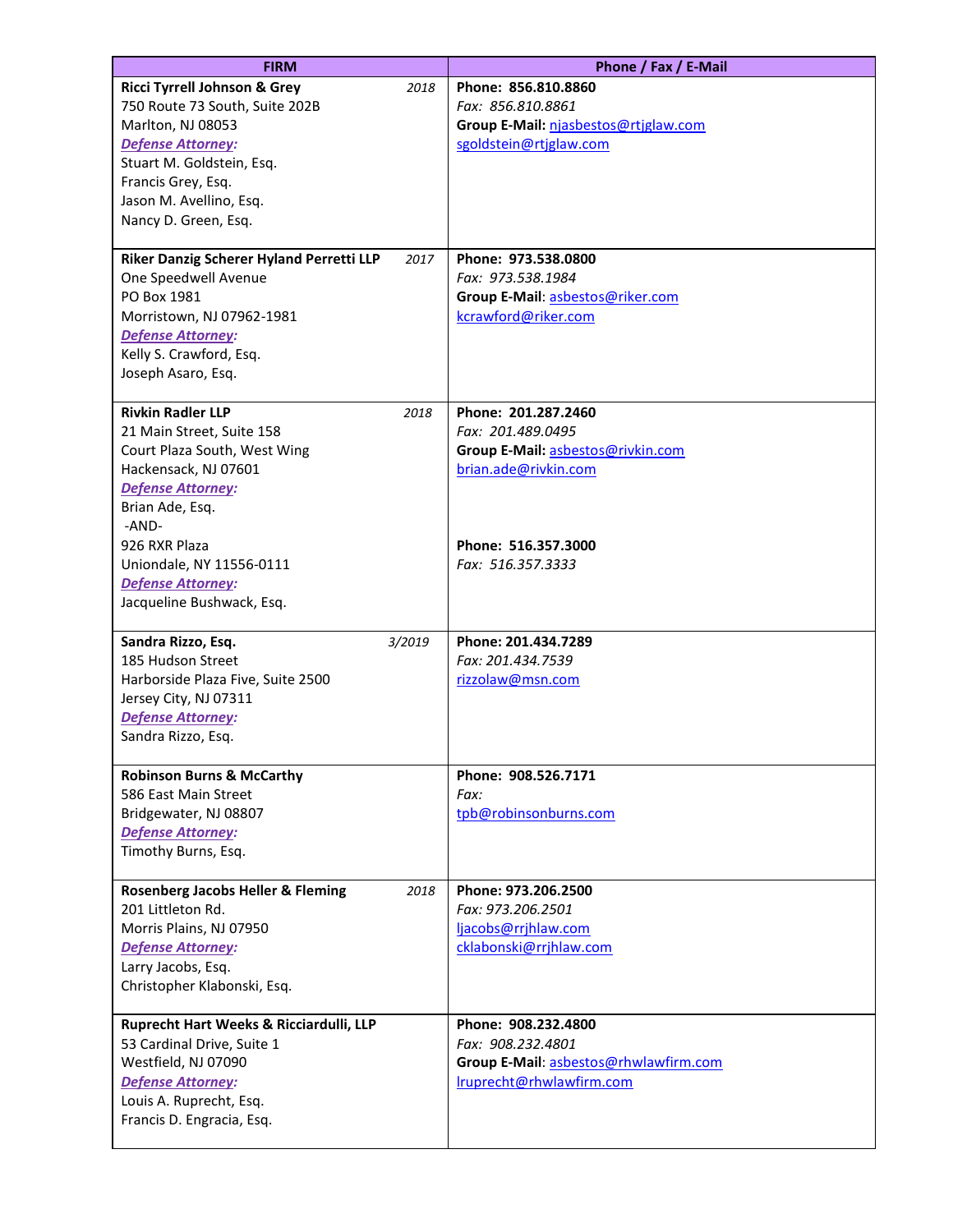| FIRM | Phone / Fax / E-Mail |
|---|---|
| **Ricci Tyrrell Johnson & Grey** *2018*<br>750 Route 73 South, Suite 202B<br>Marlton, NJ 08053<br>***Defense Attorney:***<br>Stuart M. Goldstein, Esq.<br>Francis Grey, Esq.<br>Jason M. Avellino, Esq.<br>Nancy D. Green, Esq. | **Phone: 856.810.8860**<br>*Fax: 856.810.8861*<br>**Group E-Mail:** njasbestos@rtjglaw.com<br>sgoldstein@rtjglaw.com |
| **Riker Danzig Scherer Hyland Perretti LLP** *2017*<br>One Speedwell Avenue<br>PO Box 1981<br>Morristown, NJ 07962-1981<br>***Defense Attorney:***<br>Kelly S. Crawford, Esq.<br>Joseph Asaro, Esq. | **Phone: 973.538.0800**<br>*Fax: 973.538.1984*<br>**Group E-Mail**: asbestos@riker.com<br>kcrawford@riker.com |
| **Rivkin Radler LLP** *2018*<br>21 Main Street, Suite 158<br>Court Plaza South, West Wing<br>Hackensack, NJ 07601<br>***Defense Attorney:***<br>Brian Ade, Esq.<br>-AND-<br>926 RXR Plaza<br>Uniondale, NY 11556-0111<br>***Defense Attorney:***<br>Jacqueline Bushwack, Esq. | **Phone: 201.287.2460**<br>*Fax: 201.489.0495*<br>**Group E-Mail:** asbestos@rivkin.com<br>brian.ade@rivkin.com<br><br>**Phone: 516.357.3000**<br>*Fax: 516.357.3333* |
| **Sandra Rizzo, Esq.** *3/2019*<br>185 Hudson Street<br>Harborside Plaza Five, Suite 2500<br>Jersey City, NJ 07311<br>***Defense Attorney:***<br>Sandra Rizzo, Esq. | **Phone: 201.434.7289**<br>*Fax: 201.434.7539*<br>rizzolaw@msn.com |
| **Robinson Burns & McCarthy**<br>586 East Main Street<br>Bridgewater, NJ 08807<br>***Defense Attorney:***<br>Timothy Burns, Esq. | **Phone: 908.526.7171**<br>*Fax:*<br>tpb@robinsonburns.com |
| **Rosenberg Jacobs Heller & Fleming** *2018*<br>201 Littleton Rd.<br>Morris Plains, NJ 07950<br>***Defense Attorney:***<br>Larry Jacobs, Esq.<br>Christopher Klabonski, Esq. | **Phone: 973.206.2500**<br>*Fax: 973.206.2501*<br>ljacobs@rrjhlaw.com<br>cklabonski@rrjhlaw.com |
| **Ruprecht Hart Weeks & Ricciardulli, LLP**<br>53 Cardinal Drive, Suite 1<br>Westfield, NJ 07090<br>***Defense Attorney:***<br>Louis A. Ruprecht, Esq.<br>Francis D. Engracia, Esq. | **Phone: 908.232.4800**<br>*Fax: 908.232.4801*<br>**Group E-Mail**: asbestos@rhwlawfirm.com<br>lruprecht@rhwlawfirm.com |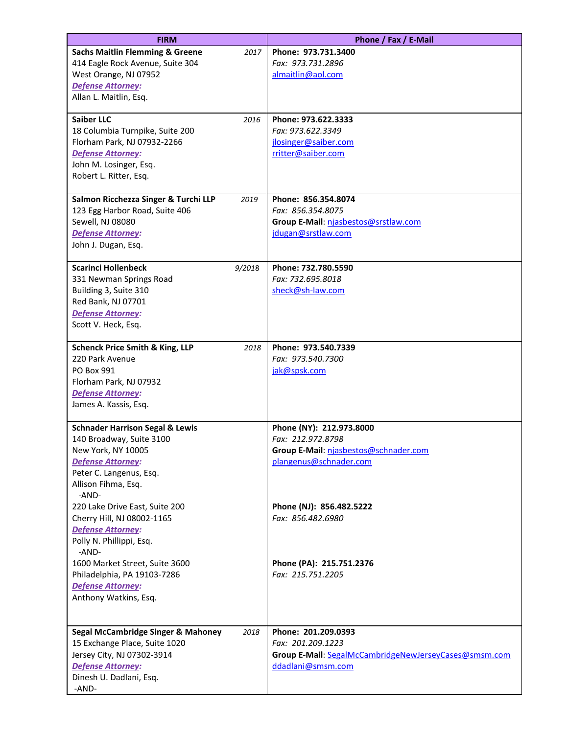| FIRM | Phone / Fax / E-Mail |
|---|---|
| **Sachs Maitlin Flemming & Greene** *2017*<br>414 Eagle Rock Avenue, Suite 304<br>West Orange, NJ 07952<br>***Defense Attorney:***<br>Allan L. Maitlin, Esq. | **Phone: 973.731.3400**<br>*Fax: 973.731.2896*<br>almaitlin@aol.com |
| **Saiber LLC** *2016*<br>18 Columbia Turnpike, Suite 200<br>Florham Park, NJ 07932-2266<br>***Defense Attorney:***<br>John M. Losinger, Esq.<br>Robert L. Ritter, Esq. | **Phone: 973.622.3333**<br>*Fax: 973.622.3349*<br>jlosinger@saiber.com<br>rritter@saiber.com |
| **Salmon Ricchezza Singer & Turchi LLP** *2019*<br>123 Egg Harbor Road, Suite 406<br>Sewell, NJ 08080<br>***Defense Attorney:***<br>John J. Dugan, Esq. | **Phone: 856.354.8074**<br>*Fax: 856.354.8075*<br>**Group E-Mail**: njasbestos@srstlaw.com<br>jdugan@srstlaw.com |
| **Scarinci Hollenbeck** *9/2018*<br>331 Newman Springs Road<br>Building 3, Suite 310<br>Red Bank, NJ 07701<br>***Defense Attorney:***<br>Scott V. Heck, Esq. | **Phone: 732.780.5590**<br>*Fax: 732.695.8018*<br>sheck@sh-law.com |
| **Schenck Price Smith & King, LLP** *2018*<br>220 Park Avenue<br>PO Box 991<br>Florham Park, NJ 07932<br>***Defense Attorney:***<br>James A. Kassis, Esq. | **Phone: 973.540.7339**<br>*Fax: 973.540.7300*<br>jak@spsk.com |
| **Schnader Harrison Segal & Lewis**<br>140 Broadway, Suite 3100<br>New York, NY 10005<br>***Defense Attorney:***<br>Peter C. Langenus, Esq.<br>Allison Fihma, Esq.<br>-AND-<br>220 Lake Drive East, Suite 200<br>Cherry Hill, NJ 08002-1165<br>***Defense Attorney:***<br>Polly N. Phillippi, Esq.<br>-AND-<br>1600 Market Street, Suite 3600<br>Philadelphia, PA 19103-7286<br>***Defense Attorney:***<br>Anthony Watkins, Esq. | **Phone (NY): 212.973.8000**<br>*Fax: 212.972.8798*<br>**Group E-Mail**: njasbestos@schnader.com<br>plangenus@schnader.com<br><br>**Phone (NJ): 856.482.5222**<br>*Fax: 856.482.6980*<br><br>**Phone (PA): 215.751.2376**<br>*Fax: 215.751.2205* |
| **Segal McCambridge Singer & Mahoney** *2018*<br>15 Exchange Place, Suite 1020<br>Jersey City, NJ 07302-3914<br>***Defense Attorney:***<br>Dinesh U. Dadlani, Esq.<br>-AND- | **Phone: 201.209.0393**<br>*Fax: 201.209.1223*<br>**Group E-Mail**: SegalMcCambridgeNewJerseyCases@smsm.com<br>ddadlani@smsm.com |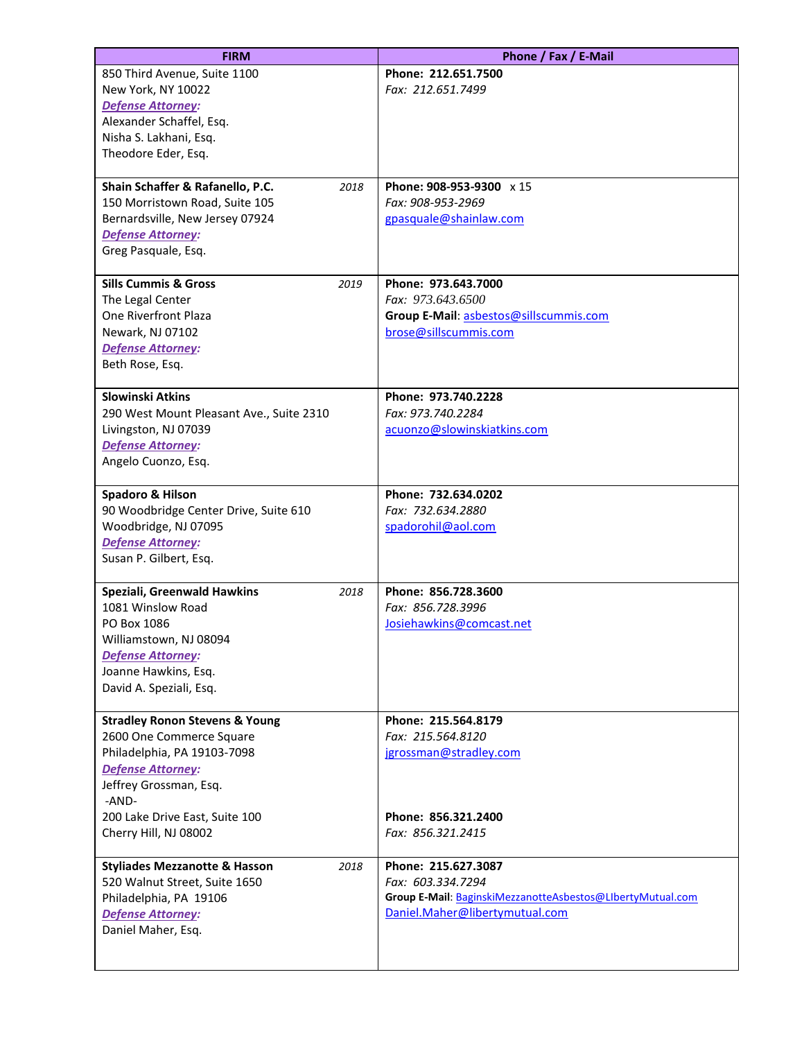| FIRM | Phone / Fax / E-Mail |
| --- | --- |
| 850 Third Avenue, Suite 1100<br>New York, NY 10022<br>***Defense Attorney:***<br>Alexander Schaffel, Esq.<br>Nisha S. Lakhani, Esq.<br>Theodore Eder, Esq. | **Phone: 212.651.7500**<br>*Fax: 212.651.7499* |
| **Shain Schaffer & Rafanello, P.C.** *2018*<br>150 Morristown Road, Suite 105<br>Bernardsville, New Jersey 07924<br>***Defense Attorney:***<br>Greg Pasquale, Esq. | **Phone: 908-953-9300** x 15<br>*Fax: 908-953-2969*<br>gpasquale@shainlaw.com |
| **Sills Cummis & Gross** *2019*<br>The Legal Center<br>One Riverfront Plaza<br>Newark, NJ 07102<br>***Defense Attorney:***<br>Beth Rose, Esq. | **Phone: 973.643.7000**<br>*Fax: 973.643.6500*<br>**Group E-Mail**: asbestos@sillscummis.com<br>brose@sillscummis.com |
| **Slowinski Atkins**<br>290 West Mount Pleasant Ave., Suite 2310<br>Livingston, NJ 07039<br>***Defense Attorney:***<br>Angelo Cuonzo, Esq. | **Phone: 973.740.2228**<br>*Fax: 973.740.2284*<br>acuonzo@slowinskiatkins.com |
| **Spadoro & Hilson**<br>90 Woodbridge Center Drive, Suite 610<br>Woodbridge, NJ 07095<br>***Defense Attorney:***<br>Susan P. Gilbert, Esq. | **Phone: 732.634.0202**<br>*Fax: 732.634.2880*<br>spadorohil@aol.com |
| **Speziali, Greenwald Hawkins** *2018*<br>1081 Winslow Road<br>PO Box 1086<br>Williamstown, NJ 08094<br>***Defense Attorney:***<br>Joanne Hawkins, Esq.<br>David A. Speziali, Esq. | **Phone: 856.728.3600**<br>*Fax: 856.728.3996*<br>Josiehawkins@comcast.net |
| **Stradley Ronon Stevens & Young**<br>2600 One Commerce Square<br>Philadelphia, PA 19103-7098<br>***Defense Attorney:***<br>Jeffrey Grossman, Esq.<br>-AND-<br>200 Lake Drive East, Suite 100<br>Cherry Hill, NJ 08002 | **Phone: 215.564.8179**<br>*Fax: 215.564.8120*<br>jgrossman@stradley.com<br><br>**Phone: 856.321.2400**<br>*Fax: 856.321.2415* |
| **Styliades Mezzanotte & Hasson** *2018*<br>520 Walnut Street, Suite 1650<br>Philadelphia, PA 19106<br>***Defense Attorney:***<br>Daniel Maher, Esq. | **Phone: 215.627.3087**<br>*Fax: 603.334.7294*<br>**Group E-Mail**: BaginskiMezzanotteAsbestos@LIbertyMutual.com<br>Daniel.Maher@libertymutual.com |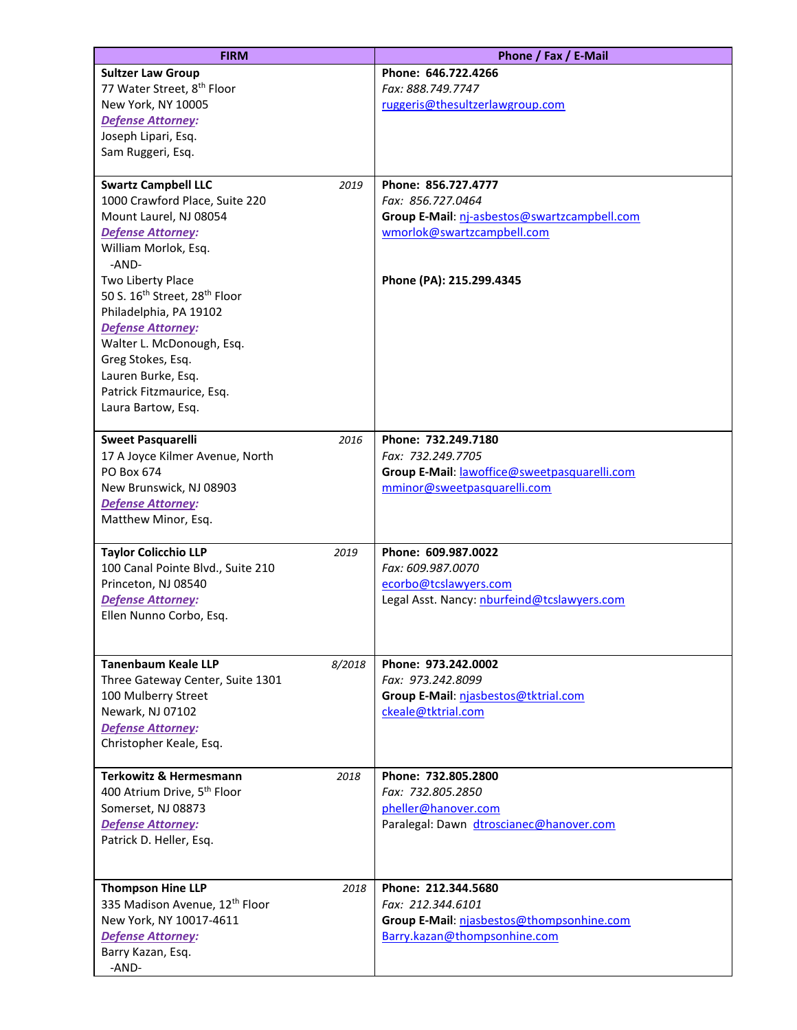| FIRM | Phone / Fax / E-Mail |
|---|---|
| **Sultzer Law Group**<br>77 Water Street, 8th Floor<br>New York, NY 10005<br>***Defense Attorney:***<br>Joseph Lipari, Esq.<br>Sam Ruggeri, Esq. | **Phone: 646.722.4266**<br>*Fax: 888.749.7747*<br>ruggeris@thesultzerlawgroup.com |
| **Swartz Campbell LLC** *2019*<br>1000 Crawford Place, Suite 220<br>Mount Laurel, NJ 08054<br>***Defense Attorney:***<br>William Morlok, Esq.<br>-AND-<br>Two Liberty Place<br>50 S. 16th Street, 28th Floor<br>Philadelphia, PA 19102<br>***Defense Attorney:***<br>Walter L. McDonough, Esq.<br>Greg Stokes, Esq.<br>Lauren Burke, Esq.<br>Patrick Fitzmaurice, Esq.<br>Laura Bartow, Esq. | **Phone: 856.727.4777**<br>*Fax: 856.727.0464*<br>**Group E-Mail**: nj-asbestos@swartzcampbell.com<br>wmorlok@swartzcampbell.com<br><br>**Phone (PA): 215.299.4345** |
| **Sweet Pasquarelli** *2016*<br>17 A Joyce Kilmer Avenue, North<br>PO Box 674<br>New Brunswick, NJ 08903<br>***Defense Attorney:***<br>Matthew Minor, Esq. | **Phone: 732.249.7180**<br>*Fax: 732.249.7705*<br>**Group E-Mail**: lawoffice@sweetpasquarelli.com<br>mminor@sweetpasquarelli.com |
| **Taylor Colicchio LLP** *2019*<br>100 Canal Pointe Blvd., Suite 210<br>Princeton, NJ 08540<br>***Defense Attorney:***<br>Ellen Nunno Corbo, Esq. | **Phone: 609.987.0022**<br>*Fax: 609.987.0070*<br>ecorbo@tcslawyers.com<br>Legal Asst. Nancy: nburfeind@tcslawyers.com |
| **Tanenbaum Keale LLP** *8/2018*<br>Three Gateway Center, Suite 1301<br>100 Mulberry Street<br>Newark, NJ 07102<br>***Defense Attorney:***<br>Christopher Keale, Esq. | **Phone: 973.242.0002**<br>*Fax: 973.242.8099*<br>**Group E-Mail**: njasbestos@tktrial.com<br>ckeale@tktrial.com |
| **Terkowitz & Hermesmann** *2018*<br>400 Atrium Drive, 5th Floor<br>Somerset, NJ 08873<br>***Defense Attorney:***<br>Patrick D. Heller, Esq. | **Phone: 732.805.2800**<br>*Fax: 732.805.2850*<br>pheller@hanover.com<br>Paralegal: Dawn dtroscianec@hanover.com |
| **Thompson Hine LLP** *2018*<br>335 Madison Avenue, 12th Floor<br>New York, NY 10017-4611<br>***Defense Attorney:***<br>Barry Kazan, Esq.<br>-AND- | **Phone: 212.344.5680**<br>*Fax: 212.344.6101*<br>**Group E-Mail**: njasbestos@thompsonhine.com<br>Barry.kazan@thompsonhine.com |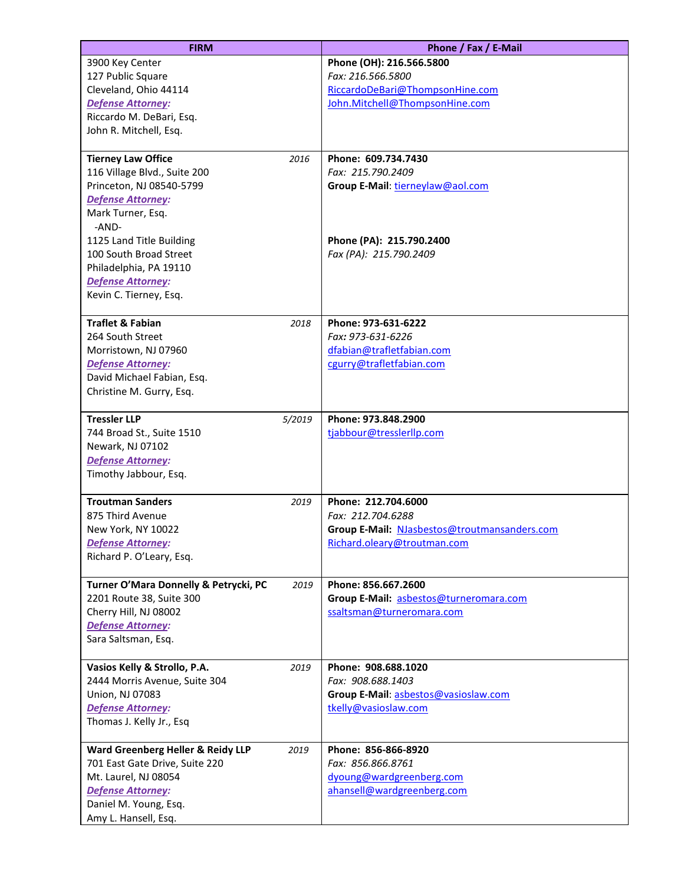| FIRM | Phone / Fax / E-Mail |
|---|---|
| 3900 Key Center<br>127 Public Square<br>Cleveland, Ohio 44114<br>***Defense Attorney:***<br>Riccardo M. DeBari, Esq.<br>John R. Mitchell, Esq. | **Phone (OH): 216.566.5800**<br>*Fax: 216.566.5800*<br>RiccardoDeBari@ThompsonHine.com<br>John.Mitchell@ThompsonHine.com |
| **Tierney Law Office** *2016*<br>116 Village Blvd., Suite 200<br>Princeton, NJ 08540-5799<br>***Defense Attorney:***<br>Mark Turner, Esq.<br>-AND-<br>1125 Land Title Building<br>100 South Broad Street<br>Philadelphia, PA 19110<br>***Defense Attorney:***<br>Kevin C. Tierney, Esq. | **Phone: 609.734.7430**<br>*Fax: 215.790.2409*<br>**Group E-Mail**: tierneylaw@aol.com<br><br>**Phone (PA): 215.790.2400**<br>*Fax (PA): 215.790.2409* |
| **Traflet & Fabian** *2018*<br>264 South Street<br>Morristown, NJ 07960<br>***Defense Attorney:***<br>David Michael Fabian, Esq.<br>Christine M. Gurry, Esq. | **Phone: 973-631-6222**<br>*Fax: 973-631-6226*<br>dfabian@trafletfabian.com<br>cgurry@trafletfabian.com |
| **Tressler LLP** *5/2019*<br>744 Broad St., Suite 1510<br>Newark, NJ 07102<br>***Defense Attorney:***<br>Timothy Jabbour, Esq. | **Phone: 973.848.2900**<br>tjabbour@tresslerllp.com |
| **Troutman Sanders** *2019*<br>875 Third Avenue<br>New York, NY 10022<br>***Defense Attorney:***<br>Richard P. O'Leary, Esq. | **Phone: 212.704.6000**<br>*Fax: 212.704.6288*<br>**Group E-Mail:** NJasbestos@troutmansanders.com<br>Richard.oleary@troutman.com |
| **Turner O'Mara Donnelly & Petrycki, PC** *2019*<br>2201 Route 38, Suite 300<br>Cherry Hill, NJ 08002<br>***Defense Attorney:***<br>Sara Saltsman, Esq. | **Phone: 856.667.2600**<br>**Group E-Mail:** asbestos@turneromara.com<br>ssaltsman@turneromara.com |
| **Vasios Kelly & Strollo, P.A.** *2019*<br>2444 Morris Avenue, Suite 304<br>Union, NJ 07083<br>***Defense Attorney:***<br>Thomas J. Kelly Jr., Esq | **Phone: 908.688.1020**<br>*Fax: 908.688.1403*<br>**Group E-Mail**: asbestos@vasioslaw.com<br>tkelly@vasioslaw.com |
| **Ward Greenberg Heller & Reidy LLP** *2019*<br>701 East Gate Drive, Suite 220<br>Mt. Laurel, NJ 08054<br>***Defense Attorney:***<br>Daniel M. Young, Esq.<br>Amy L. Hansell, Esq. | **Phone: 856-866-8920**<br>*Fax: 856.866.8761*<br>dyoung@wardgreenberg.com<br>ahansell@wardgreenberg.com |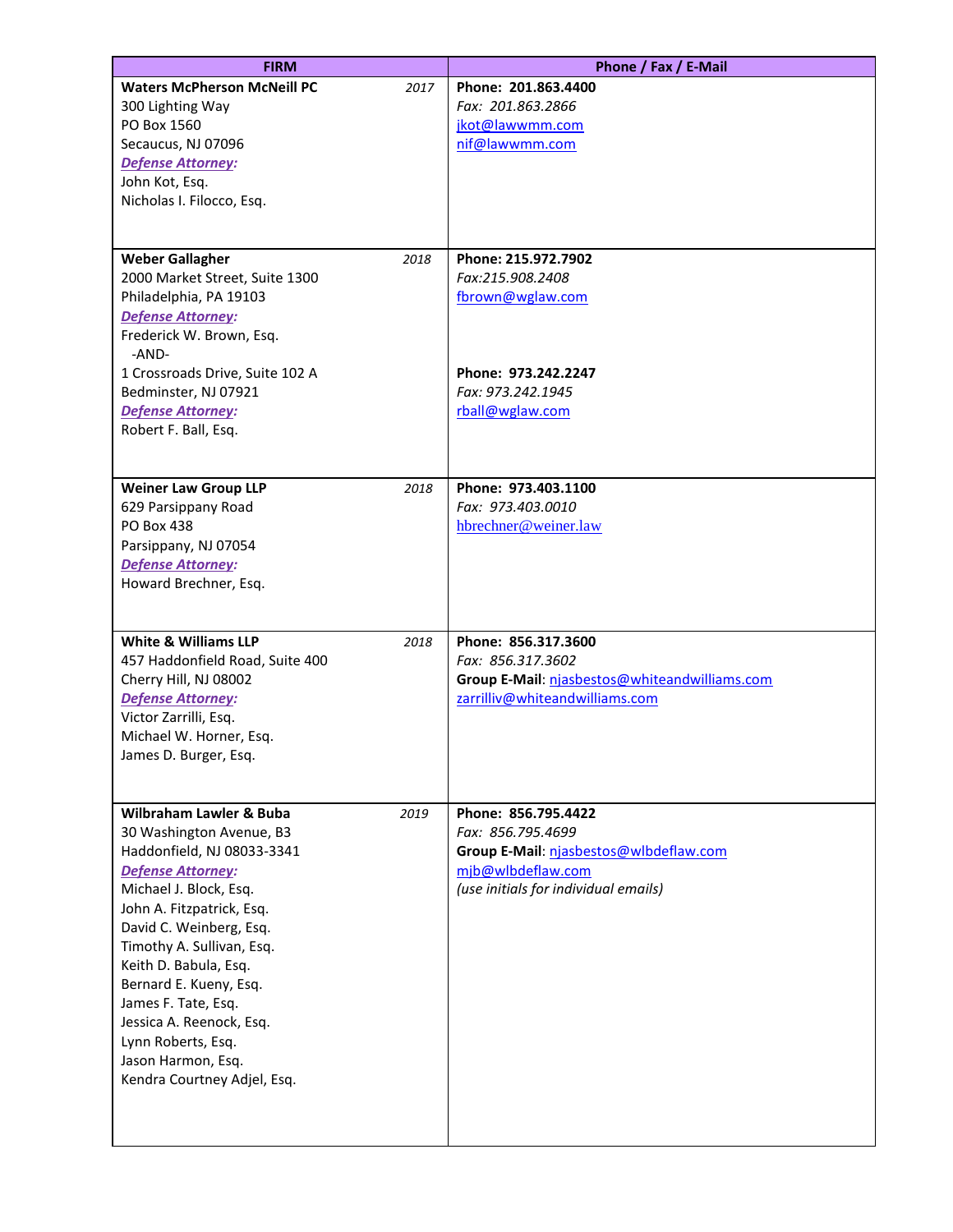| FIRM | Phone / Fax / E-Mail |
|---|---|
| **Waters McPherson McNeill PC** *2017*<br>300 Lighting Way<br>PO Box 1560<br>Secaucus, NJ 07096<br>***Defense Attorney:***<br>John Kot, Esq.<br>Nicholas I. Filocco, Esq. | **Phone: 201.863.4400**<br>*Fax: 201.863.2866*<br>jkot@lawwmm.com<br>nif@lawwmm.com |
| **Weber Gallagher** *2018*<br>2000 Market Street, Suite 1300<br>Philadelphia, PA 19103<br>***Defense Attorney:***<br>Frederick W. Brown, Esq.<br>-AND-<br>1 Crossroads Drive, Suite 102 A<br>Bedminster, NJ 07921<br>***Defense Attorney:***<br>Robert F. Ball, Esq. | **Phone: 215.972.7902**<br>*Fax:215.908.2408*<br>fbrown@wglaw.com<br><br>**Phone: 973.242.2247**<br>*Fax: 973.242.1945*<br>rball@wglaw.com |
| **Weiner Law Group LLP** *2018*<br>629 Parsippany Road<br>PO Box 438<br>Parsippany, NJ 07054<br>***Defense Attorney:***<br>Howard Brechner, Esq. | **Phone: 973.403.1100**<br>*Fax: 973.403.0010*<br>hbrechner@weiner.law |
| **White & Williams LLP** *2018*<br>457 Haddonfield Road, Suite 400<br>Cherry Hill, NJ 08002<br>***Defense Attorney:***<br>Victor Zarrilli, Esq.<br>Michael W. Horner, Esq.<br>James D. Burger, Esq. | **Phone: 856.317.3600**<br>*Fax: 856.317.3602*<br>**Group E-Mail**: njasbestos@whiteandwilliams.com<br>zarrilliv@whiteandwilliams.com |
| **Wilbraham Lawler & Buba** *2019*<br>30 Washington Avenue, B3<br>Haddonfield, NJ 08033-3341<br>***Defense Attorney:***<br>Michael J. Block, Esq.<br>John A. Fitzpatrick, Esq.<br>David C. Weinberg, Esq.<br>Timothy A. Sullivan, Esq.<br>Keith D. Babula, Esq.<br>Bernard E. Kueny, Esq.<br>James F. Tate, Esq.<br>Jessica A. Reenock, Esq.<br>Lynn Roberts, Esq.<br>Jason Harmon, Esq.<br>Kendra Courtney Adjel, Esq. | **Phone: 856.795.4422**<br>*Fax: 856.795.4699*<br>**Group E-Mail**: njasbestos@wlbdeflaw.com<br>mjb@wlbdeflaw.com<br>*(use initials for individual emails)* |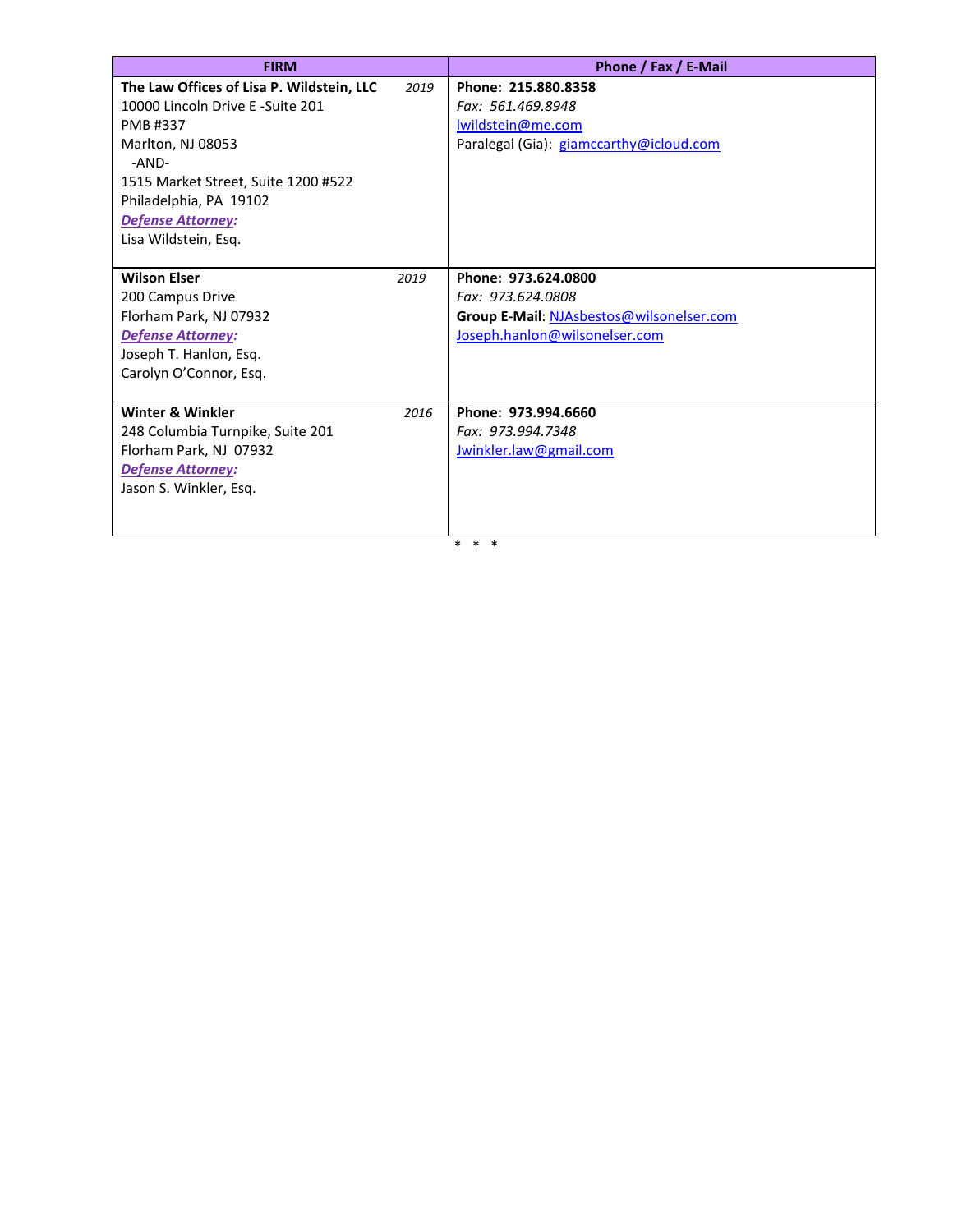| FIRM | Phone / Fax / E-Mail |
| --- | --- |
| **The Law Offices of Lisa P. Wildstein, LLC** *2019*<br>10000 Lincoln Drive E -Suite 201<br>PMB #337<br>Marlton, NJ 08053<br>-AND-<br>1515 Market Street, Suite 1200 #522<br>Philadelphia, PA 19102<br>***Defense Attorney:***<br>Lisa Wildstein, Esq. | **Phone: 215.880.8358**<br>*Fax: 561.469.8948*<br>lwildstein@me.com<br>Paralegal (Gia): giamccarthy@icloud.com |
| **Wilson Elser** *2019*<br>200 Campus Drive<br>Florham Park, NJ 07932<br>***Defense Attorney:***<br>Joseph T. Hanlon, Esq.<br>Carolyn O'Connor, Esq. | **Phone: 973.624.0800**<br>*Fax: 973.624.0808*<br>**Group E-Mail**: NJAsbestos@wilsonelser.com<br>Joseph.hanlon@wilsonelser.com |
| **Winter & Winkler** *2016*<br>248 Columbia Turnpike, Suite 201<br>Florham Park, NJ 07932<br>***Defense Attorney:***<br>Jason S. Winkler, Esq. | **Phone: 973.994.6660**<br>*Fax: 973.994.7348*<br>Jwinkler.law@gmail.com |

\* \* \*